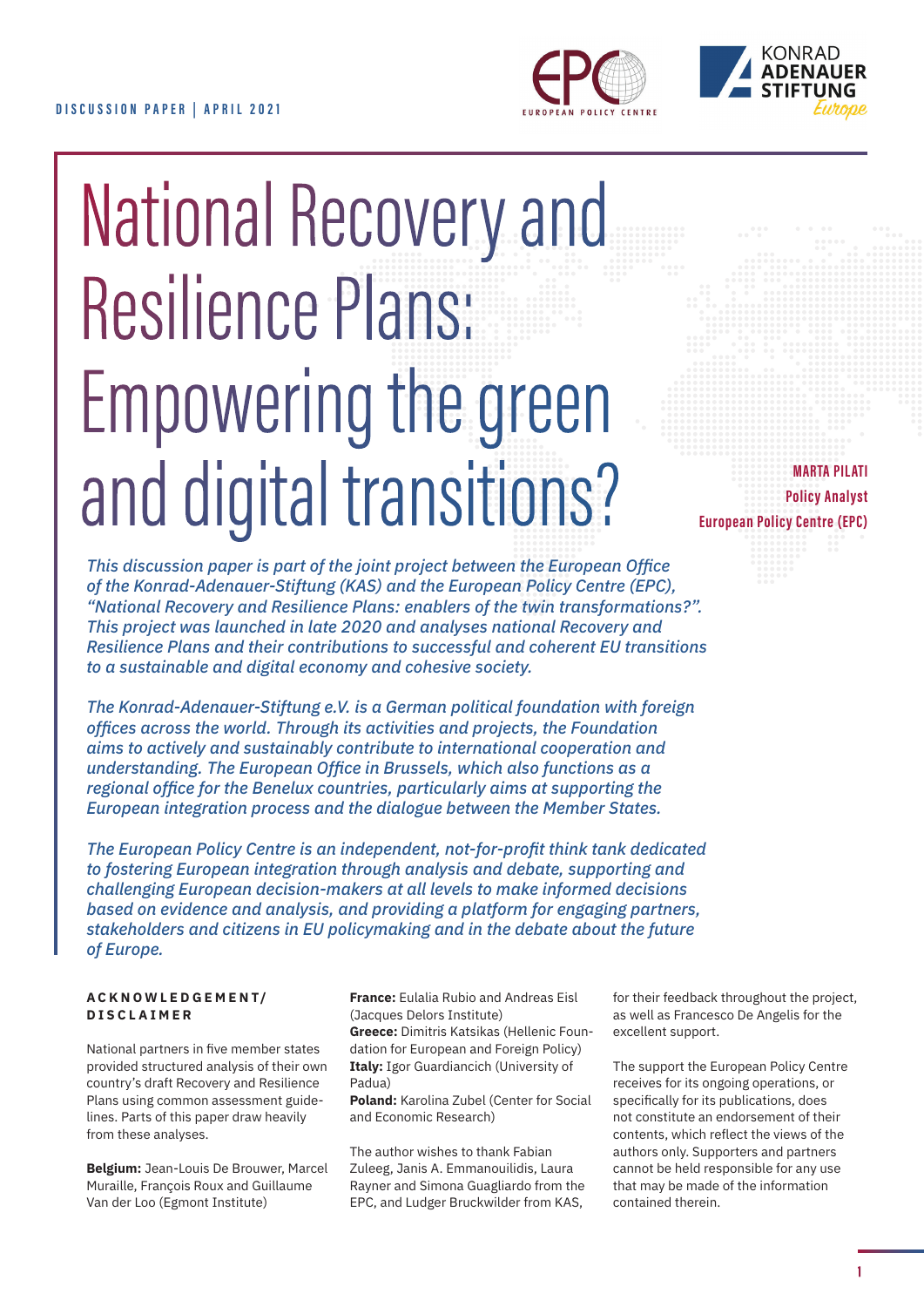DISCUSSION PAPER | APRIL 2021

# National Recovery and Resilience Plans: Empowering the green and digital transitions?

**MARTA PILATI**
**Policy Analyst**
**European Policy Centre (EPC)**

*This discussion paper is part of the joint project between the European Office of the Konrad-Adenauer-Stiftung (KAS) and the European Policy Centre (EPC), "National Recovery and Resilience Plans: enablers of the twin transformations?". This project was launched in late 2020 and analyses national Recovery and Resilience Plans and their contributions to successful and coherent EU transitions to a sustainable and digital economy and cohesive society.*

*The Konrad-Adenauer-Stiftung e.V. is a German political foundation with foreign offices across the world. Through its activities and projects, the Foundation aims to actively and sustainably contribute to international cooperation and understanding. The European Office in Brussels, which also functions as a regional office for the Benelux countries, particularly aims at supporting the European integration process and the dialogue between the Member States.*

*The European Policy Centre is an independent, not-for-profit think tank dedicated to fostering European integration through analysis and debate, supporting and challenging European decision-makers at all levels to make informed decisions based on evidence and analysis, and providing a platform for engaging partners, stakeholders and citizens in EU policymaking and in the debate about the future of Europe.*

**ACKNOWLEDGEMENT/ DISCLAIMER**

National partners in five member states provided structured analysis of their own country's draft Recovery and Resilience Plans using common assessment guidelines. Parts of this paper draw heavily from these analyses.

**Belgium:** Jean-Louis De Brouwer, Marcel Muraille, François Roux and Guillaume Van der Loo (Egmont Institute)
**France:** Eulalia Rubio and Andreas Eisl (Jacques Delors Institute)
**Greece:** Dimitris Katsikas (Hellenic Foundation for European and Foreign Policy)
**Italy:** Igor Guardiancich (University of Padua)
**Poland:** Karolina Zubel (Center for Social and Economic Research)

The author wishes to thank Fabian Zuleeg, Janis A. Emmanouilidis, Laura Rayner and Simona Guagliardo from the EPC, and Ludger Bruckwilder from KAS, for their feedback throughout the project, as well as Francesco De Angelis for the excellent support.

The support the European Policy Centre receives for its ongoing operations, or specifically for its publications, does not constitute an endorsement of their contents, which reflect the views of the authors only. Supporters and partners cannot be held responsible for any use that may be made of the information contained therein.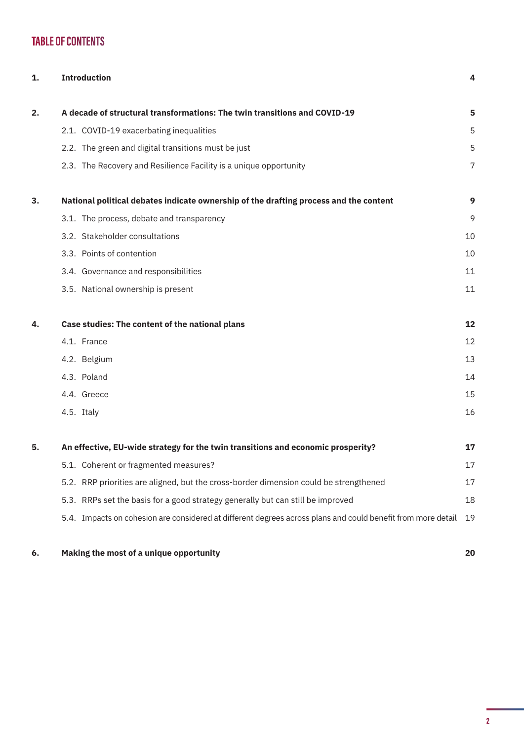# TABLE OF CONTENTS

| | | |
|---|---|---|
| **1.** | **Introduction** | **4** |
| **2.** | **A decade of structural transformations: The twin transitions and COVID-19** | **5** |
| | 2.1. COVID-19 exacerbating inequalities | 5 |
| | 2.2. The green and digital transitions must be just | 5 |
| | 2.3. The Recovery and Resilience Facility is a unique opportunity | 7 |
| **3.** | **National political debates indicate ownership of the drafting process and the content** | **9** |
| | 3.1. The process, debate and transparency | 9 |
| | 3.2. Stakeholder consultations | 10 |
| | 3.3. Points of contention | 10 |
| | 3.4. Governance and responsibilities | 11 |
| | 3.5. National ownership is present | 11 |
| **4.** | **Case studies: The content of the national plans** | **12** |
| | 4.1. France | 12 |
| | 4.2. Belgium | 13 |
| | 4.3. Poland | 14 |
| | 4.4. Greece | 15 |
| | 4.5. Italy | 16 |
| **5.** | **An effective, EU-wide strategy for the twin transitions and economic prosperity?** | **17** |
| | 5.1. Coherent or fragmented measures? | 17 |
| | 5.2. RRP priorities are aligned, but the cross-border dimension could be strengthened | 17 |
| | 5.3. RRPs set the basis for a good strategy generally but can still be improved | 18 |
| | 5.4. Impacts on cohesion are considered at different degrees across plans and could benefit from more detail | 19 |
| **6.** | **Making the most of a unique opportunity** | **20** |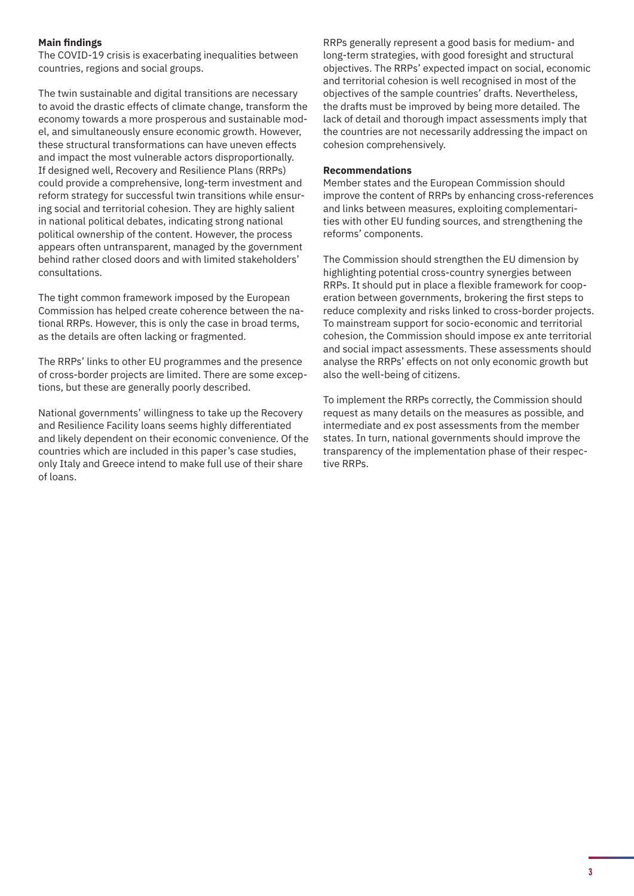**Main findings**

The COVID-19 crisis is exacerbating inequalities between countries, regions and social groups.

The twin sustainable and digital transitions are necessary to avoid the drastic effects of climate change, transform the economy towards a more prosperous and sustainable model, and simultaneously ensure economic growth. However, these structural transformations can have uneven effects and impact the most vulnerable actors disproportionally. If designed well, Recovery and Resilience Plans (RRPs) could provide a comprehensive, long-term investment and reform strategy for successful twin transitions while ensuring social and territorial cohesion. They are highly salient in national political debates, indicating strong national political ownership of the content. However, the process appears often untransparent, managed by the government behind rather closed doors and with limited stakeholders' consultations.

The tight common framework imposed by the European Commission has helped create coherence between the national RRPs. However, this is only the case in broad terms, as the details are often lacking or fragmented.

The RRPs' links to other EU programmes and the presence of cross-border projects are limited. There are some exceptions, but these are generally poorly described.

National governments' willingness to take up the Recovery and Resilience Facility loans seems highly differentiated and likely dependent on their economic convenience. Of the countries which are included in this paper's case studies, only Italy and Greece intend to make full use of their share of loans.

RRPs generally represent a good basis for medium- and long-term strategies, with good foresight and structural objectives. The RRPs' expected impact on social, economic and territorial cohesion is well recognised in most of the objectives of the sample countries' drafts. Nevertheless, the drafts must be improved by being more detailed. The lack of detail and thorough impact assessments imply that the countries are not necessarily addressing the impact on cohesion comprehensively.

**Recommendations**

Member states and the European Commission should improve the content of RRPs by enhancing cross-references and links between measures, exploiting complementarities with other EU funding sources, and strengthening the reforms' components.

The Commission should strengthen the EU dimension by highlighting potential cross-country synergies between RRPs. It should put in place a flexible framework for cooperation between governments, brokering the first steps to reduce complexity and risks linked to cross-border projects. To mainstream support for socio-economic and territorial cohesion, the Commission should impose ex ante territorial and social impact assessments. These assessments should analyse the RRPs' effects on not only economic growth but also the well-being of citizens.

To implement the RRPs correctly, the Commission should request as many details on the measures as possible, and intermediate and ex post assessments from the member states. In turn, national governments should improve the transparency of the implementation phase of their respective RRPs.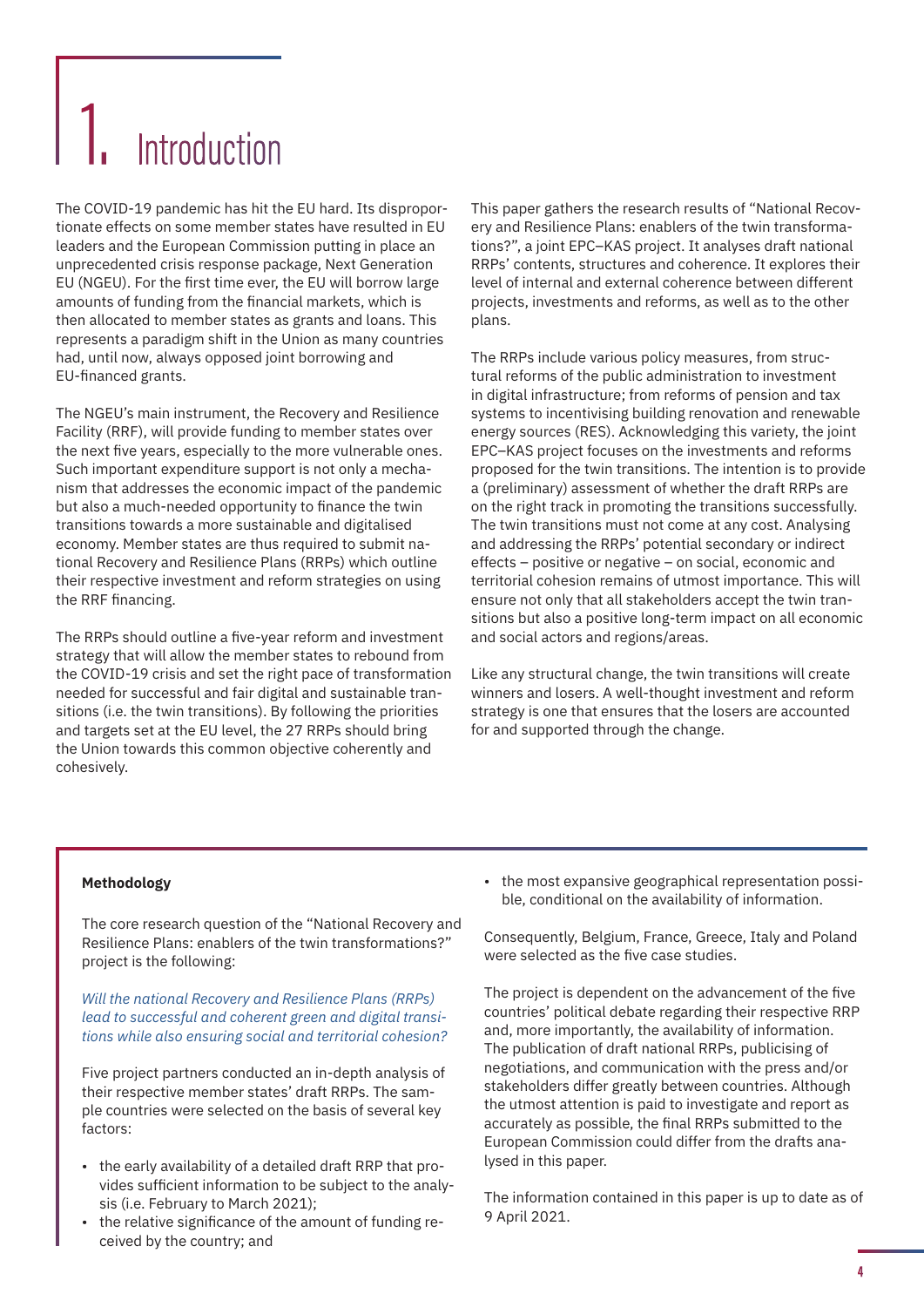# 1. Introduction

The COVID-19 pandemic has hit the EU hard. Its disproportionate effects on some member states have resulted in EU leaders and the European Commission putting in place an unprecedented crisis response package, Next Generation EU (NGEU). For the first time ever, the EU will borrow large amounts of funding from the financial markets, which is then allocated to member states as grants and loans. This represents a paradigm shift in the Union as many countries had, until now, always opposed joint borrowing and EU-financed grants.

The NGEU's main instrument, the Recovery and Resilience Facility (RRF), will provide funding to member states over the next five years, especially to the more vulnerable ones. Such important expenditure support is not only a mechanism that addresses the economic impact of the pandemic but also a much-needed opportunity to finance the twin transitions towards a more sustainable and digitalised economy. Member states are thus required to submit national Recovery and Resilience Plans (RRPs) which outline their respective investment and reform strategies on using the RRF financing.

The RRPs should outline a five-year reform and investment strategy that will allow the member states to rebound from the COVID-19 crisis and set the right pace of transformation needed for successful and fair digital and sustainable transitions (i.e. the twin transitions). By following the priorities and targets set at the EU level, the 27 RRPs should bring the Union towards this common objective coherently and cohesively.

This paper gathers the research results of "National Recovery and Resilience Plans: enablers of the twin transformations?", a joint EPC–KAS project. It analyses draft national RRPs' contents, structures and coherence. It explores their level of internal and external coherence between different projects, investments and reforms, as well as to the other plans.

The RRPs include various policy measures, from structural reforms of the public administration to investment in digital infrastructure; from reforms of pension and tax systems to incentivising building renovation and renewable energy sources (RES). Acknowledging this variety, the joint EPC–KAS project focuses on the investments and reforms proposed for the twin transitions. The intention is to provide a (preliminary) assessment of whether the draft RRPs are on the right track in promoting the transitions successfully. The twin transitions must not come at any cost. Analysing and addressing the RRPs' potential secondary or indirect effects – positive or negative – on social, economic and territorial cohesion remains of utmost importance. This will ensure not only that all stakeholders accept the twin transitions but also a positive long-term impact on all economic and social actors and regions/areas.

Like any structural change, the twin transitions will create winners and losers. A well-thought investment and reform strategy is one that ensures that the losers are accounted for and supported through the change.

**Methodology**

The core research question of the "National Recovery and Resilience Plans: enablers of the twin transformations?" project is the following:

*Will the national Recovery and Resilience Plans (RRPs) lead to successful and coherent green and digital transitions while also ensuring social and territorial cohesion?*

Five project partners conducted an in-depth analysis of their respective member states' draft RRPs. The sample countries were selected on the basis of several key factors:

- the early availability of a detailed draft RRP that provides sufficient information to be subject to the analysis (i.e. February to March 2021);
- the relative significance of the amount of funding received by the country; and
- the most expansive geographical representation possible, conditional on the availability of information.

Consequently, Belgium, France, Greece, Italy and Poland were selected as the five case studies.

The project is dependent on the advancement of the five countries' political debate regarding their respective RRP and, more importantly, the availability of information. The publication of draft national RRPs, publicising of negotiations, and communication with the press and/or stakeholders differ greatly between countries. Although the utmost attention is paid to investigate and report as accurately as possible, the final RRPs submitted to the European Commission could differ from the drafts analysed in this paper.

The information contained in this paper is up to date as of 9 April 2021.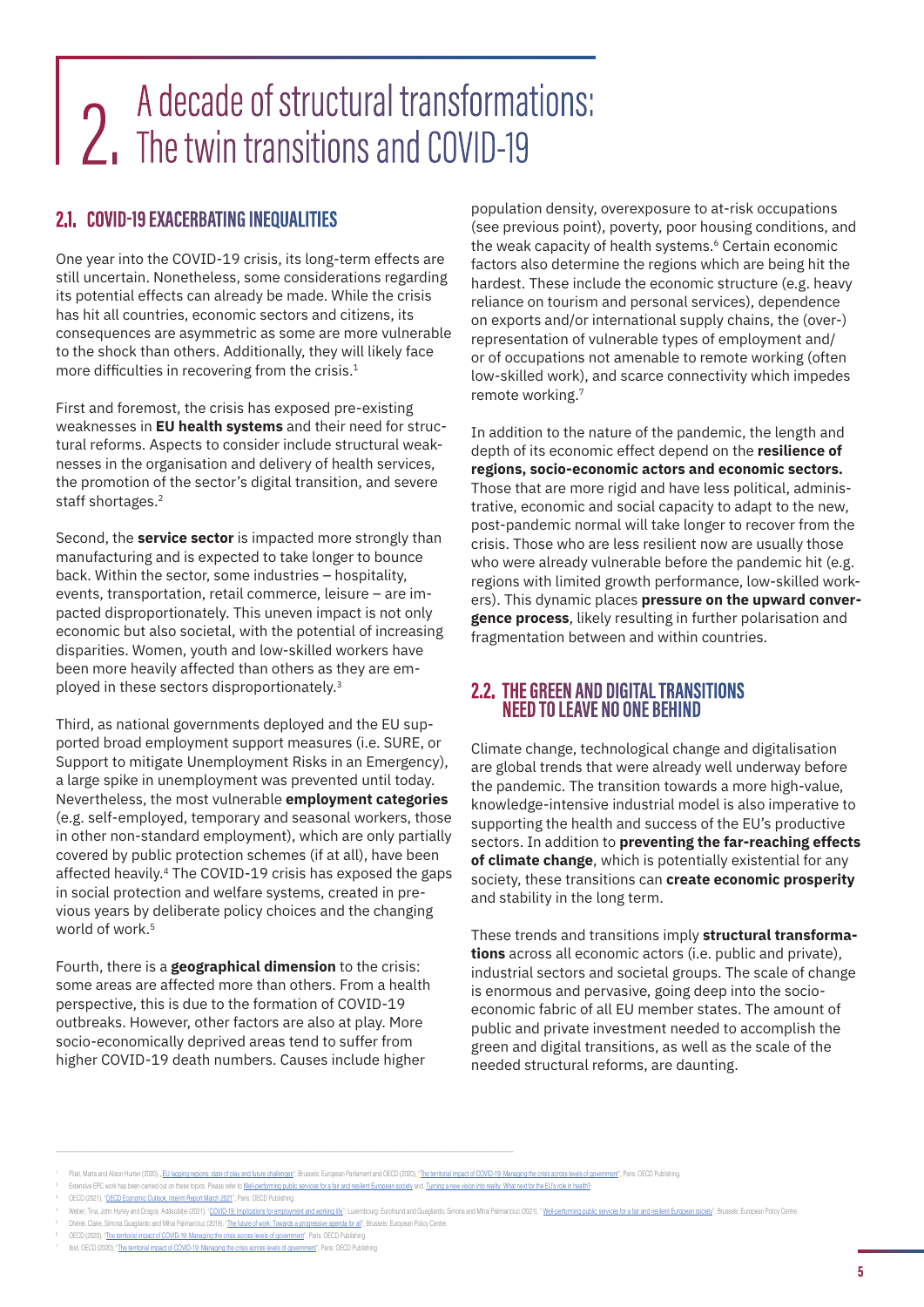# 2. A decade of structural transformations: The twin transitions and COVID-19

## 2.1. COVID-19 EXACERBATING INEQUALITIES

One year into the COVID-19 crisis, its long-term effects are still uncertain. Nonetheless, some considerations regarding its potential effects can already be made. While the crisis has hit all countries, economic sectors and citizens, its consequences are asymmetric as some are more vulnerable to the shock than others. Additionally, they will likely face more difficulties in recovering from the crisis.[1]

First and foremost, the crisis has exposed pre-existing weaknesses in **EU health systems** and their need for structural reforms. Aspects to consider include structural weaknesses in the organisation and delivery of health services, the promotion of the sector's digital transition, and severe staff shortages.[2]

Second, the **service sector** is impacted more strongly than manufacturing and is expected to take longer to bounce back. Within the sector, some industries – hospitality, events, transportation, retail commerce, leisure – are impacted disproportionately. This uneven impact is not only economic but also societal, with the potential of increasing disparities. Women, youth and low-skilled workers have been more heavily affected than others as they are employed in these sectors disproportionately.[3]

Third, as national governments deployed and the EU supported broad employment support measures (i.e. SURE, or Support to mitigate Unemployment Risks in an Emergency), a large spike in unemployment was prevented until today. Nevertheless, the most vulnerable **employment categories** (e.g. self-employed, temporary and seasonal workers, those in other non-standard employment), which are only partially covered by public protection schemes (if at all), have been affected heavily.[4] The COVID-19 crisis has exposed the gaps in social protection and welfare systems, created in previous years by deliberate policy choices and the changing world of work.[5]

Fourth, there is a **geographical dimension** to the crisis: some areas are affected more than others. From a health perspective, this is due to the formation of COVID-19 outbreaks. However, other factors are also at play. More socio-economically deprived areas tend to suffer from higher COVID-19 death numbers. Causes include higher population density, overexposure to at-risk occupations (see previous point), poverty, poor housing conditions, and the weak capacity of health systems.[6] Certain economic factors also determine the regions which are being hit the hardest. These include the economic structure (e.g. heavy reliance on tourism and personal services), dependence on exports and/or international supply chains, the (over-) representation of vulnerable types of employment and/ or of occupations not amenable to remote working (often low-skilled work), and scarce connectivity which impedes remote working.[7]

In addition to the nature of the pandemic, the length and depth of its economic effect depend on the **resilience of regions, socio-economic actors and economic sectors.** Those that are more rigid and have less political, administrative, economic and social capacity to adapt to the new, post-pandemic normal will take longer to recover from the crisis. Those who are less resilient now are usually those who were already vulnerable before the pandemic hit (e.g. regions with limited growth performance, low-skilled workers). This dynamic places **pressure on the upward convergence process**, likely resulting in further polarisation and fragmentation between and within countries.

## 2.2. THE GREEN AND DIGITAL TRANSITIONS NEED TO LEAVE NO ONE BEHIND

Climate change, technological change and digitalisation are global trends that were already well underway before the pandemic. The transition towards a more high-value, knowledge-intensive industrial model is also imperative to supporting the health and success of the EU's productive sectors. In addition to **preventing the far-reaching effects of climate change**, which is potentially existential for any society, these transitions can **create economic prosperity** and stability in the long term.

These trends and transitions imply **structural transformations** across all economic actors (i.e. public and private), industrial sectors and societal groups. The scale of change is enormous and pervasive, going deep into the socio-economic fabric of all EU member states. The amount of public and private investment needed to accomplish the green and digital transitions, as well as the scale of the needed structural reforms, are daunting.

---

1 Pilati, Marta and Alison Hunter (2020), "EU lagging regions: state of play and future challenges", Brussels: European Parliament and OECD (2020), "The territorial impact of COVID-19: Managing the crisis across levels of government", Paris: OECD Publishing.
2 Extensive EPC work has been carried out on these topics. Please refer to Well-performing public services for a fair and resilient European society and Turning a new vision into reality: What next for the EU's role in health?
3 OECD (2021), "OECD Economic Outlook, Interim Report March 2021", Paris: OECD Publishing.
4 Weber, Tina, John Hurley and Dragoș Adăscăliței (2021), "COVID-19: Implications for employment and working life", Luxembourg: Eurofound and Guagliardo, Simona and Mihai Palimariciuc (2021), "Well-performing public services for a fair and resilient European society", Brussels: European Policy Centre.
5 Dhéret, Claire, Simona Guagliardo and Mihai Palimariciuc (2019), "The future of work: Towards a progressive agenda for all", Brussels: European Policy Centre.
6 OECD (2020), "The territorial impact of COVID-19: Managing the crisis across levels of government", Paris: OECD Publishing.
7 Ibid. OECD (2020), "The territorial impact of COVID-19: Managing the crisis across levels of government", Paris: OECD Publishing.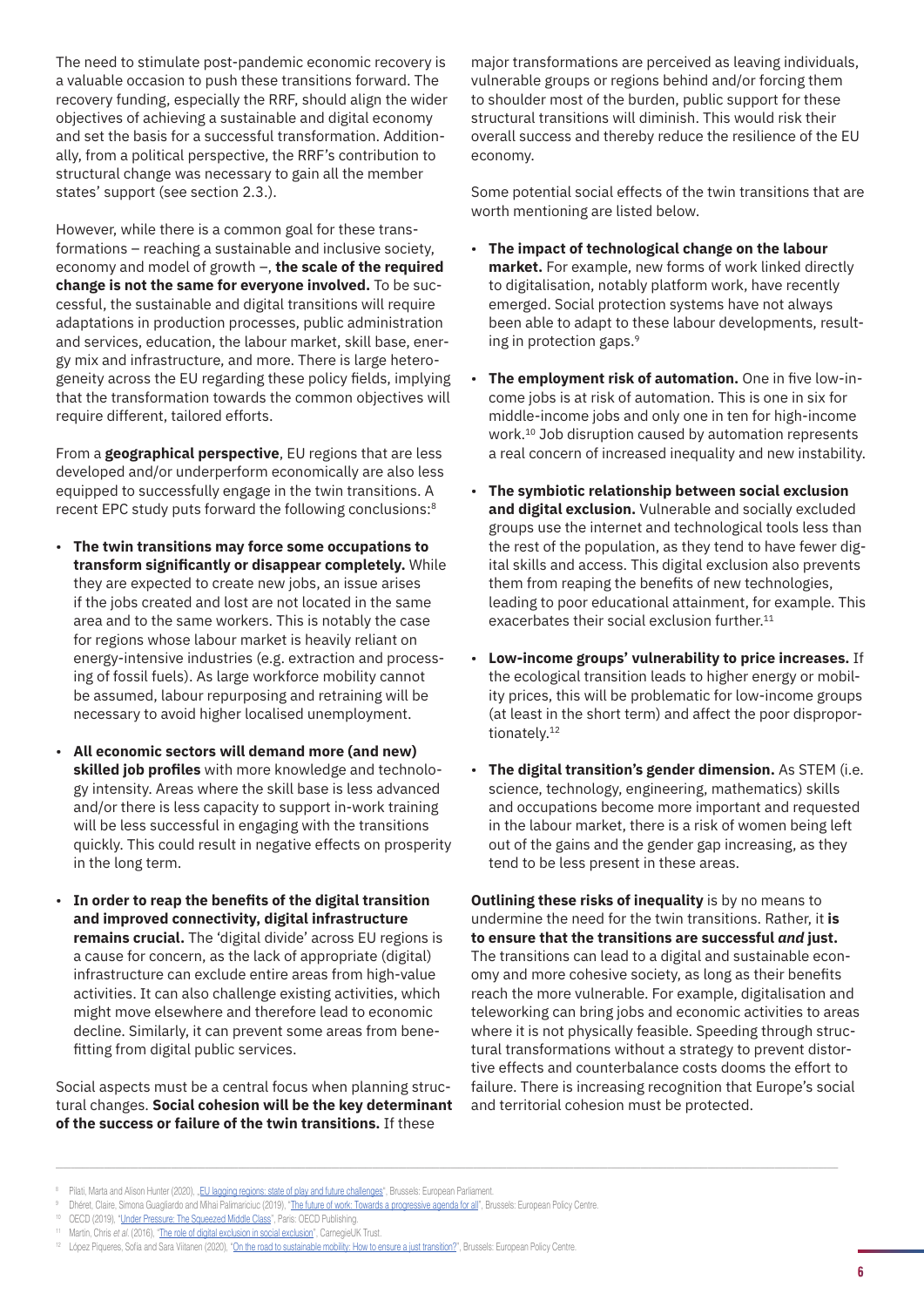The need to stimulate post-pandemic economic recovery is a valuable occasion to push these transitions forward. The recovery funding, especially the RRF, should align the wider objectives of achieving a sustainable and digital economy and set the basis for a successful transformation. Additionally, from a political perspective, the RRF's contribution to structural change was necessary to gain all the member states' support (see section 2.3.).

However, while there is a common goal for these transformations – reaching a sustainable and inclusive society, economy and model of growth –, **the scale of the required change is not the same for everyone involved.** To be successful, the sustainable and digital transitions will require adaptations in production processes, public administration and services, education, the labour market, skill base, energy mix and infrastructure, and more. There is large heterogeneity across the EU regarding these policy fields, implying that the transformation towards the common objectives will require different, tailored efforts.

From a **geographical perspective**, EU regions that are less developed and/or underperform economically are also less equipped to successfully engage in the twin transitions. A recent EPC study puts forward the following conclusions:[8]

- **The twin transitions may force some occupations to transform significantly or disappear completely.** While they are expected to create new jobs, an issue arises if the jobs created and lost are not located in the same area and to the same workers. This is notably the case for regions whose labour market is heavily reliant on energy-intensive industries (e.g. extraction and processing of fossil fuels). As large workforce mobility cannot be assumed, labour repurposing and retraining will be necessary to avoid higher localised unemployment.
- **All economic sectors will demand more (and new) skilled job profiles** with more knowledge and technology intensity. Areas where the skill base is less advanced and/or there is less capacity to support in-work training will be less successful in engaging with the transitions quickly. This could result in negative effects on prosperity in the long term.
- **In order to reap the benefits of the digital transition and improved connectivity, digital infrastructure remains crucial.** The 'digital divide' across EU regions is a cause for concern, as the lack of appropriate (digital) infrastructure can exclude entire areas from high-value activities. It can also challenge existing activities, which might move elsewhere and therefore lead to economic decline. Similarly, it can prevent some areas from benefitting from digital public services.

Social aspects must be a central focus when planning structural changes. **Social cohesion will be the key determinant of the success or failure of the twin transitions.** If these major transformations are perceived as leaving individuals, vulnerable groups or regions behind and/or forcing them to shoulder most of the burden, public support for these structural transitions will diminish. This would risk their overall success and thereby reduce the resilience of the EU economy.

Some potential social effects of the twin transitions that are worth mentioning are listed below.

- **The impact of technological change on the labour market.** For example, new forms of work linked directly to digitalisation, notably platform work, have recently emerged. Social protection systems have not always been able to adapt to these labour developments, resulting in protection gaps.[9]
- **The employment risk of automation.** One in five low-income jobs is at risk of automation. This is one in six for middle-income jobs and only one in ten for high-income work.[10] Job disruption caused by automation represents a real concern of increased inequality and new instability.
- **The symbiotic relationship between social exclusion and digital exclusion.** Vulnerable and socially excluded groups use the internet and technological tools less than the rest of the population, as they tend to have fewer digital skills and access. This digital exclusion also prevents them from reaping the benefits of new technologies, leading to poor educational attainment, for example. This exacerbates their social exclusion further.[11]
- **Low-income groups' vulnerability to price increases.** If the ecological transition leads to higher energy or mobility prices, this will be problematic for low-income groups (at least in the short term) and affect the poor disproportionately.[12]
- **The digital transition's gender dimension.** As STEM (i.e. science, technology, engineering, mathematics) skills and occupations become more important and requested in the labour market, there is a risk of women being left out of the gains and the gender gap increasing, as they tend to be less present in these areas.

**Outlining these risks of inequality** is by no means to undermine the need for the twin transitions. Rather, it **is to ensure that the transitions are successful *and* just.** The transitions can lead to a digital and sustainable economy and more cohesive society, as long as their benefits reach the more vulnerable. For example, digitalisation and teleworking can bring jobs and economic activities to areas where it is not physically feasible. Speeding through structural transformations without a strategy to prevent distortive effects and counterbalance costs dooms the effort to failure. There is increasing recognition that Europe's social and territorial cohesion must be protected.

---

[8] Pilati, Marta and Alison Hunter (2020), "EU lagging regions: state of play and future challenges", Brussels: European Parliament.

[9] Dhéret, Claire, Simona Guagliardo and Mihai Palimariciuc (2019), "The future of work: Towards a progressive agenda for all", Brussels: European Policy Centre.

[10] OECD (2019), "Under Pressure: The Squeezed Middle Class", Paris: OECD Publishing.

[11] Martin, Chris *et al.* (2016), "The role of digital exclusion in social exclusion", CarnegieUK Trust.

[12] López Piqueres, Sofia and Sara Viitanen (2020), "On the road to sustainable mobility: How to ensure a just transition?", Brussels: European Policy Centre.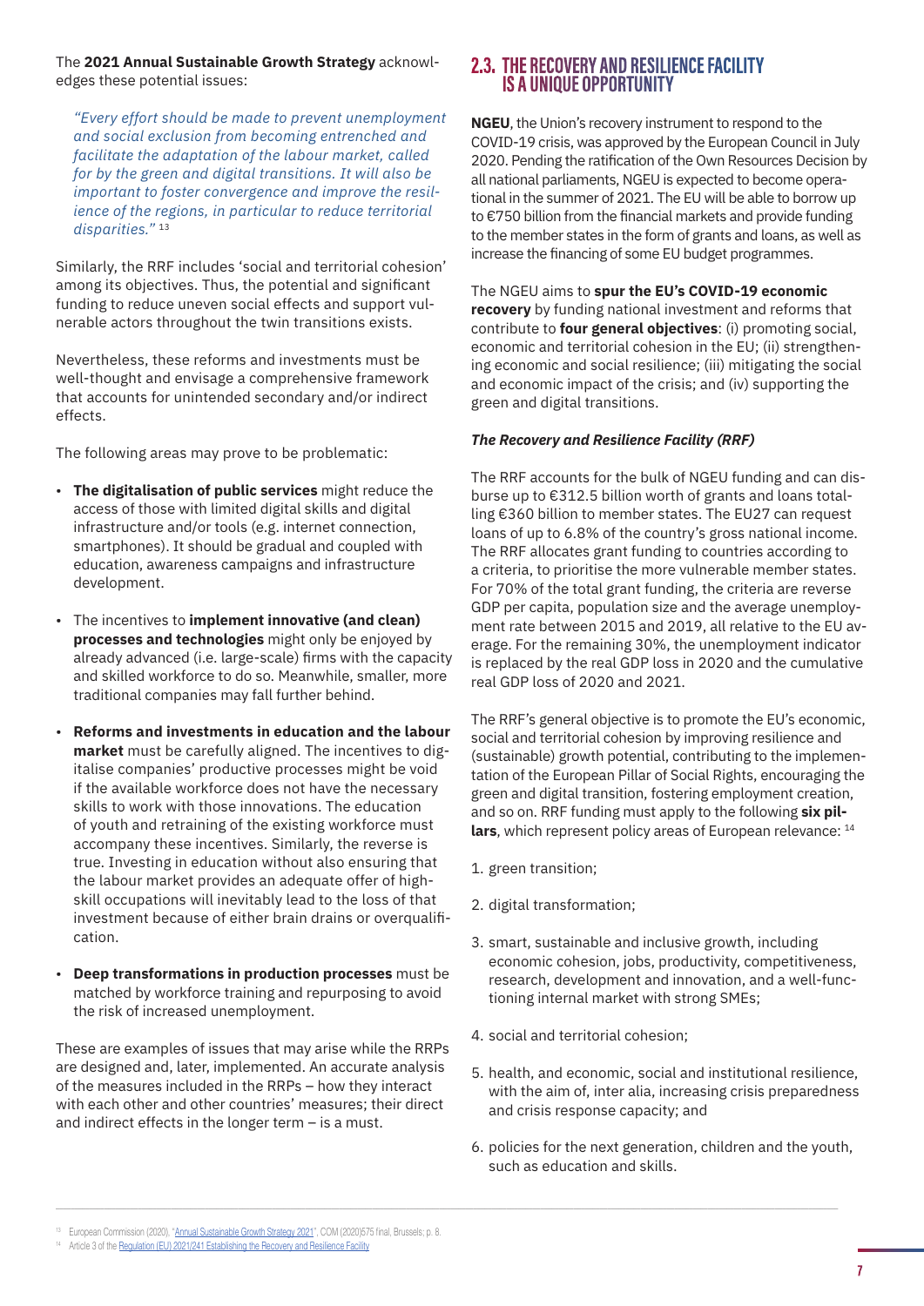The **2021 Annual Sustainable Growth Strategy** acknowledges these potential issues:

> *"Every effort should be made to prevent unemployment and social exclusion from becoming entrenched and facilitate the adaptation of the labour market, called for by the green and digital transitions. It will also be important to foster convergence and improve the resilience of the regions, in particular to reduce territorial disparities."* [13]

Similarly, the RRF includes 'social and territorial cohesion' among its objectives. Thus, the potential and significant funding to reduce uneven social effects and support vulnerable actors throughout the twin transitions exists.

Nevertheless, these reforms and investments must be well-thought and envisage a comprehensive framework that accounts for unintended secondary and/or indirect effects.

The following areas may prove to be problematic:

- **The digitalisation of public services** might reduce the access of those with limited digital skills and digital infrastructure and/or tools (e.g. internet connection, smartphones). It should be gradual and coupled with education, awareness campaigns and infrastructure development.
- The incentives to **implement innovative (and clean) processes and technologies** might only be enjoyed by already advanced (i.e. large-scale) firms with the capacity and skilled workforce to do so. Meanwhile, smaller, more traditional companies may fall further behind.
- **Reforms and investments in education and the labour market** must be carefully aligned. The incentives to digitalise companies' productive processes might be void if the available workforce does not have the necessary skills to work with those innovations. The education of youth and retraining of the existing workforce must accompany these incentives. Similarly, the reverse is true. Investing in education without also ensuring that the labour market provides an adequate offer of high-skill occupations will inevitably lead to the loss of that investment because of either brain drains or overqualification.
- **Deep transformations in production processes** must be matched by workforce training and repurposing to avoid the risk of increased unemployment.

These are examples of issues that may arise while the RRPs are designed and, later, implemented. An accurate analysis of the measures included in the RRPs – how they interact with each other and other countries' measures; their direct and indirect effects in the longer term – is a must.

## 2.3. THE RECOVERY AND RESILIENCE FACILITY IS A UNIQUE OPPORTUNITY

**NGEU**, the Union's recovery instrument to respond to the COVID-19 crisis, was approved by the European Council in July 2020. Pending the ratification of the Own Resources Decision by all national parliaments, NGEU is expected to become operational in the summer of 2021. The EU will be able to borrow up to €750 billion from the financial markets and provide funding to the member states in the form of grants and loans, as well as increase the financing of some EU budget programmes.

The NGEU aims to **spur the EU's COVID-19 economic recovery** by funding national investment and reforms that contribute to **four general objectives**: (i) promoting social, economic and territorial cohesion in the EU; (ii) strengthening economic and social resilience; (iii) mitigating the social and economic impact of the crisis; and (iv) supporting the green and digital transitions.

### *The Recovery and Resilience Facility (RRF)*

The RRF accounts for the bulk of NGEU funding and can disburse up to €312.5 billion worth of grants and loans totalling €360 billion to member states. The EU27 can request loans of up to 6.8% of the country's gross national income. The RRF allocates grant funding to countries according to a criteria, to prioritise the more vulnerable member states. For 70% of the total grant funding, the criteria are reverse GDP per capita, population size and the average unemployment rate between 2015 and 2019, all relative to the EU average. For the remaining 30%, the unemployment indicator is replaced by the real GDP loss in 2020 and the cumulative real GDP loss of 2020 and 2021.

The RRF's general objective is to promote the EU's economic, social and territorial cohesion by improving resilience and (sustainable) growth potential, contributing to the implementation of the European Pillar of Social Rights, encouraging the green and digital transition, fostering employment creation, and so on. RRF funding must apply to the following **six pillars**, which represent policy areas of European relevance: [14]

1. green transition;
2. digital transformation;
3. smart, sustainable and inclusive growth, including economic cohesion, jobs, productivity, competitiveness, research, development and innovation, and a well-functioning internal market with strong SMEs;
4. social and territorial cohesion;
5. health, and economic, social and institutional resilience, with the aim of, inter alia, increasing crisis preparedness and crisis response capacity; and
6. policies for the next generation, children and the youth, such as education and skills.

---

[13] European Commission (2020), "Annual Sustainable Growth Strategy 2021", COM (2020)575 final, Brussels; p. 8.

[14] Article 3 of the Regulation (EU) 2021/241 Establishing the Recovery and Resilience Facility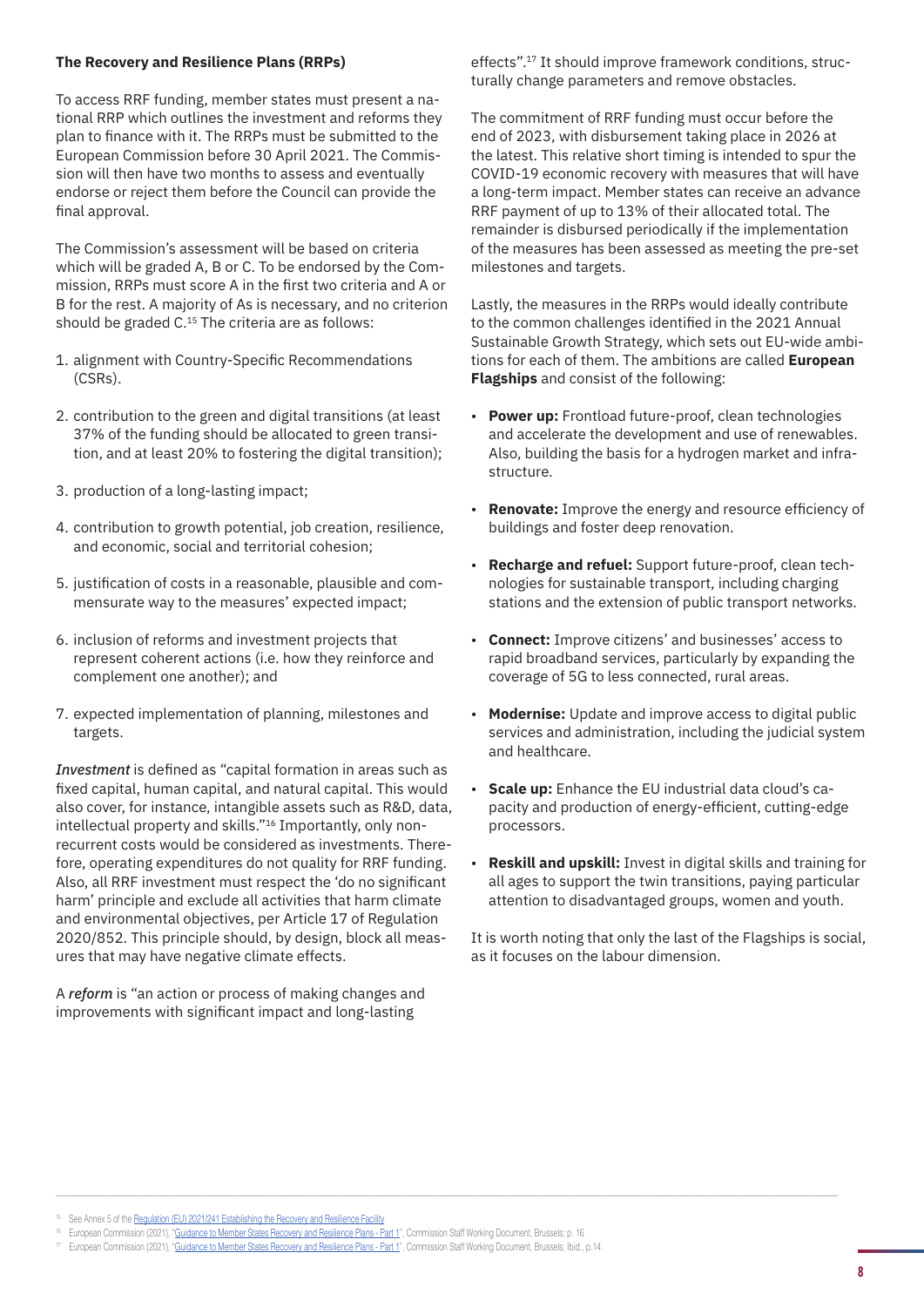### The Recovery and Resilience Plans (RRPs)

To access RRF funding, member states must present a national RRP which outlines the investment and reforms they plan to finance with it. The RRPs must be submitted to the European Commission before 30 April 2021. The Commission will then have two months to assess and eventually endorse or reject them before the Council can provide the final approval.

The Commission's assessment will be based on criteria which will be graded A, B or C. To be endorsed by the Commission, RRPs must score A in the first two criteria and A or B for the rest. A majority of As is necessary, and no criterion should be graded C.[15] The criteria are as follows:

1. alignment with Country-Specific Recommendations (CSRs).
2. contribution to the green and digital transitions (at least 37% of the funding should be allocated to green transition, and at least 20% to fostering the digital transition);
3. production of a long-lasting impact;
4. contribution to growth potential, job creation, resilience, and economic, social and territorial cohesion;
5. justification of costs in a reasonable, plausible and commensurate way to the measures' expected impact;
6. inclusion of reforms and investment projects that represent coherent actions (i.e. how they reinforce and complement one another); and
7. expected implementation of planning, milestones and targets.

***Investment*** is defined as "capital formation in areas such as fixed capital, human capital, and natural capital. This would also cover, for instance, intangible assets such as R&D, data, intellectual property and skills."[16] Importantly, only non-recurrent costs would be considered as investments. Therefore, operating expenditures do not quality for RRF funding. Also, all RRF investment must respect the 'do no significant harm' principle and exclude all activities that harm climate and environmental objectives, per Article 17 of Regulation 2020/852. This principle should, by design, block all measures that may have negative climate effects.

A ***reform*** is "an action or process of making changes and improvements with significant impact and long-lasting effects".[17] It should improve framework conditions, structurally change parameters and remove obstacles.

The commitment of RRF funding must occur before the end of 2023, with disbursement taking place in 2026 at the latest. This relative short timing is intended to spur the COVID-19 economic recovery with measures that will have a long-term impact. Member states can receive an advance RRF payment of up to 13% of their allocated total. The remainder is disbursed periodically if the implementation of the measures has been assessed as meeting the pre-set milestones and targets.

Lastly, the measures in the RRPs would ideally contribute to the common challenges identified in the 2021 Annual Sustainable Growth Strategy, which sets out EU-wide ambitions for each of them. The ambitions are called **European Flagships** and consist of the following:

- **Power up:** Frontload future-proof, clean technologies and accelerate the development and use of renewables. Also, building the basis for a hydrogen market and infrastructure.
- **Renovate:** Improve the energy and resource efficiency of buildings and foster deep renovation.
- **Recharge and refuel:** Support future-proof, clean technologies for sustainable transport, including charging stations and the extension of public transport networks.
- **Connect:** Improve citizens' and businesses' access to rapid broadband services, particularly by expanding the coverage of 5G to less connected, rural areas.
- **Modernise:** Update and improve access to digital public services and administration, including the judicial system and healthcare.
- **Scale up:** Enhance the EU industrial data cloud's capacity and production of energy-efficient, cutting-edge processors.
- **Reskill and upskill:** Invest in digital skills and training for all ages to support the twin transitions, paying particular attention to disadvantaged groups, women and youth.

It is worth noting that only the last of the Flagships is social, as it focuses on the labour dimension.

---

[15] See Annex 5 of the Regulation (EU) 2021/241 Establishing the Recovery and Resilience Facility

[16] European Commission (2021), "Guidance to Member States Recovery and Resilience Plans - Part 1", Commission Staff Working Document, Brussels; p. 16

[17] European Commission (2021), "Guidance to Member States Recovery and Resilience Plans - Part 1", Commission Staff Working Document, Brussels; Ibid., p.14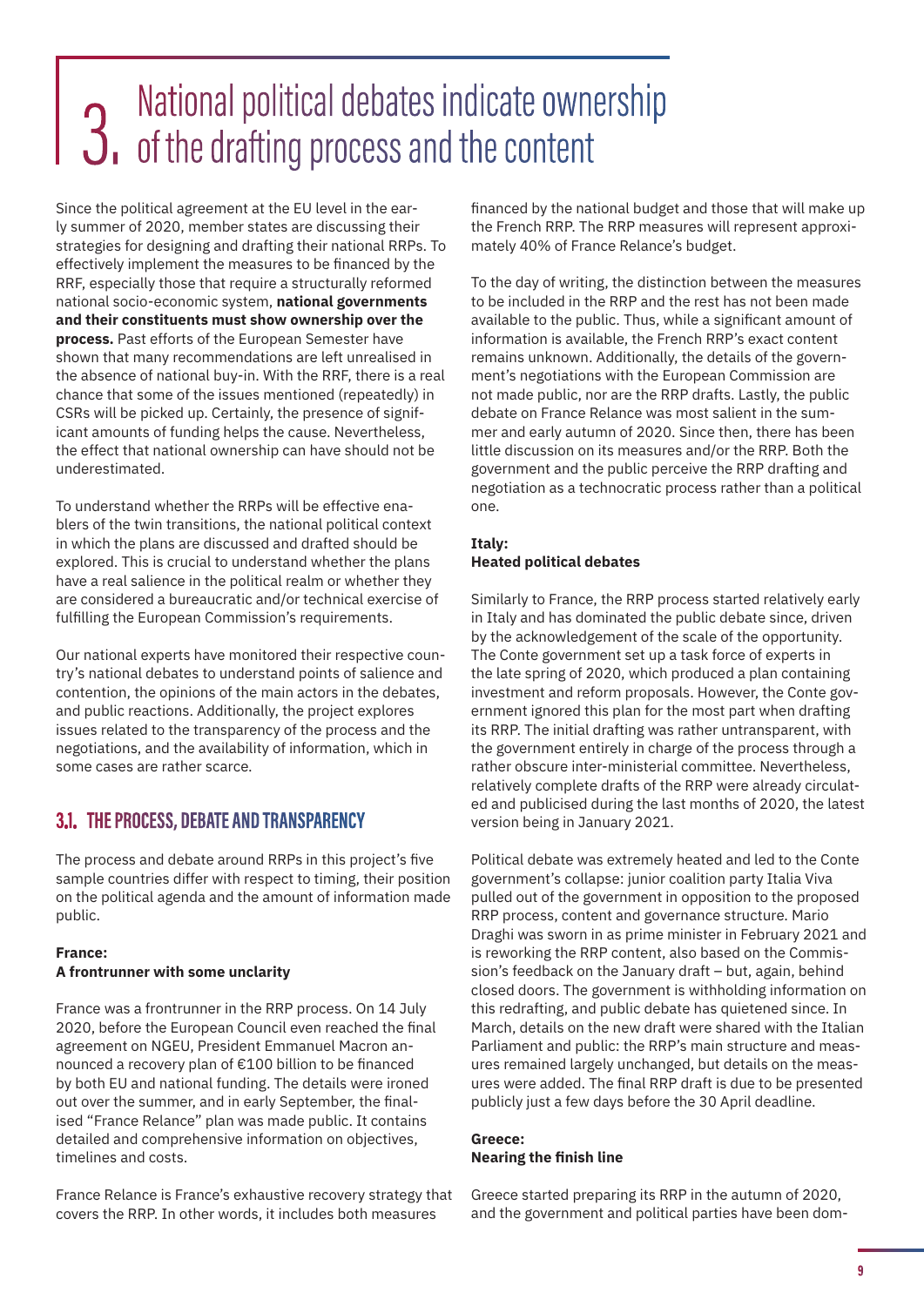# 3. National political debates indicate ownership of the drafting process and the content

Since the political agreement at the EU level in the early summer of 2020, member states are discussing their strategies for designing and drafting their national RRPs. To effectively implement the measures to be financed by the RRF, especially those that require a structurally reformed national socio-economic system, **national governments and their constituents must show ownership over the process.** Past efforts of the European Semester have shown that many recommendations are left unrealised in the absence of national buy-in. With the RRF, there is a real chance that some of the issues mentioned (repeatedly) in CSRs will be picked up. Certainly, the presence of significant amounts of funding helps the cause. Nevertheless, the effect that national ownership can have should not be underestimated.

To understand whether the RRPs will be effective enablers of the twin transitions, the national political context in which the plans are discussed and drafted should be explored. This is crucial to understand whether the plans have a real salience in the political realm or whether they are considered a bureaucratic and/or technical exercise of fulfilling the European Commission's requirements.

Our national experts have monitored their respective country's national debates to understand points of salience and contention, the opinions of the main actors in the debates, and public reactions. Additionally, the project explores issues related to the transparency of the process and the negotiations, and the availability of information, which in some cases are rather scarce.

## 3.1. THE PROCESS, DEBATE AND TRANSPARENCY

The process and debate around RRPs in this project's five sample countries differ with respect to timing, their position on the political agenda and the amount of information made public.

**France:**
**A frontrunner with some unclarity**

France was a frontrunner in the RRP process. On 14 July 2020, before the European Council even reached the final agreement on NGEU, President Emmanuel Macron announced a recovery plan of €100 billion to be financed by both EU and national funding. The details were ironed out over the summer, and in early September, the finalised "France Relance" plan was made public. It contains detailed and comprehensive information on objectives, timelines and costs.

France Relance is France's exhaustive recovery strategy that covers the RRP. In other words, it includes both measures financed by the national budget and those that will make up the French RRP. The RRP measures will represent approximately 40% of France Relance's budget.

To the day of writing, the distinction between the measures to be included in the RRP and the rest has not been made available to the public. Thus, while a significant amount of information is available, the French RRP's exact content remains unknown. Additionally, the details of the government's negotiations with the European Commission are not made public, nor are the RRP drafts. Lastly, the public debate on France Relance was most salient in the summer and early autumn of 2020. Since then, there has been little discussion on its measures and/or the RRP. Both the government and the public perceive the RRP drafting and negotiation as a technocratic process rather than a political one.

**Italy:**
**Heated political debates**

Similarly to France, the RRP process started relatively early in Italy and has dominated the public debate since, driven by the acknowledgement of the scale of the opportunity. The Conte government set up a task force of experts in the late spring of 2020, which produced a plan containing investment and reform proposals. However, the Conte government ignored this plan for the most part when drafting its RRP. The initial drafting was rather untransparent, with the government entirely in charge of the process through a rather obscure inter-ministerial committee. Nevertheless, relatively complete drafts of the RRP were already circulated and publicised during the last months of 2020, the latest version being in January 2021.

Political debate was extremely heated and led to the Conte government's collapse: junior coalition party Italia Viva pulled out of the government in opposition to the proposed RRP process, content and governance structure. Mario Draghi was sworn in as prime minister in February 2021 and is reworking the RRP content, also based on the Commission's feedback on the January draft – but, again, behind closed doors. The government is withholding information on this redrafting, and public debate has quietened since. In March, details on the new draft were shared with the Italian Parliament and public: the RRP's main structure and measures remained largely unchanged, but details on the measures were added. The final RRP draft is due to be presented publicly just a few days before the 30 April deadline.

**Greece:**
**Nearing the finish line**

Greece started preparing its RRP in the autumn of 2020, and the government and political parties have been dom-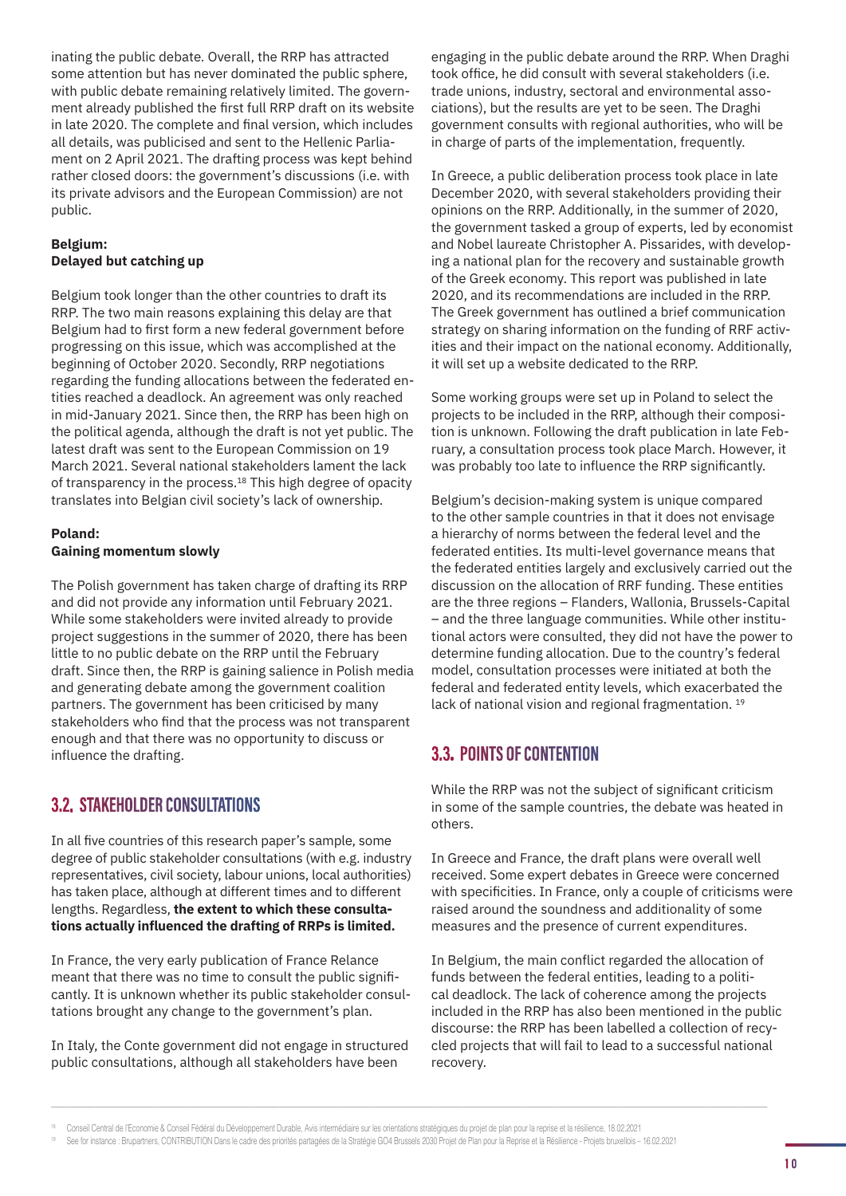inating the public debate. Overall, the RRP has attracted some attention but has never dominated the public sphere, with public debate remaining relatively limited. The government already published the first full RRP draft on its website in late 2020. The complete and final version, which includes all details, was publicised and sent to the Hellenic Parliament on 2 April 2021. The drafting process was kept behind rather closed doors: the government's discussions (i.e. with its private advisors and the European Commission) are not public.

**Belgium:**
**Delayed but catching up**

Belgium took longer than the other countries to draft its RRP. The two main reasons explaining this delay are that Belgium had to first form a new federal government before progressing on this issue, which was accomplished at the beginning of October 2020. Secondly, RRP negotiations regarding the funding allocations between the federated entities reached a deadlock. An agreement was only reached in mid-January 2021. Since then, the RRP has been high on the political agenda, although the draft is not yet public. The latest draft was sent to the European Commission on 19 March 2021. Several national stakeholders lament the lack of transparency in the process.[18] This high degree of opacity translates into Belgian civil society's lack of ownership.

**Poland:**
**Gaining momentum slowly**

The Polish government has taken charge of drafting its RRP and did not provide any information until February 2021. While some stakeholders were invited already to provide project suggestions in the summer of 2020, there has been little to no public debate on the RRP until the February draft. Since then, the RRP is gaining salience in Polish media and generating debate among the government coalition partners. The government has been criticised by many stakeholders who find that the process was not transparent enough and that there was no opportunity to discuss or influence the drafting.

## 3.2. STAKEHOLDER CONSULTATIONS

In all five countries of this research paper's sample, some degree of public stakeholder consultations (with e.g. industry representatives, civil society, labour unions, local authorities) has taken place, although at different times and to different lengths. Regardless, **the extent to which these consultations actually influenced the drafting of RRPs is limited.**

In France, the very early publication of France Relance meant that there was no time to consult the public significantly. It is unknown whether its public stakeholder consultations brought any change to the government's plan.

In Italy, the Conte government did not engage in structured public consultations, although all stakeholders have been engaging in the public debate around the RRP. When Draghi took office, he did consult with several stakeholders (i.e. trade unions, industry, sectoral and environmental associations), but the results are yet to be seen. The Draghi government consults with regional authorities, who will be in charge of parts of the implementation, frequently.

In Greece, a public deliberation process took place in late December 2020, with several stakeholders providing their opinions on the RRP. Additionally, in the summer of 2020, the government tasked a group of experts, led by economist and Nobel laureate Christopher A. Pissarides, with developing a national plan for the recovery and sustainable growth of the Greek economy. This report was published in late 2020, and its recommendations are included in the RRP. The Greek government has outlined a brief communication strategy on sharing information on the funding of RRF activities and their impact on the national economy. Additionally, it will set up a website dedicated to the RRP.

Some working groups were set up in Poland to select the projects to be included in the RRP, although their composition is unknown. Following the draft publication in late February, a consultation process took place March. However, it was probably too late to influence the RRP significantly.

Belgium's decision-making system is unique compared to the other sample countries in that it does not envisage a hierarchy of norms between the federal level and the federated entities. Its multi-level governance means that the federated entities largely and exclusively carried out the discussion on the allocation of RRF funding. These entities are the three regions – Flanders, Wallonia, Brussels-Capital – and the three language communities. While other institutional actors were consulted, they did not have the power to determine funding allocation. Due to the country's federal model, consultation processes were initiated at both the federal and federated entity levels, which exacerbated the lack of national vision and regional fragmentation.[19]

## 3.3. POINTS OF CONTENTION

While the RRP was not the subject of significant criticism in some of the sample countries, the debate was heated in others.

In Greece and France, the draft plans were overall well received. Some expert debates in Greece were concerned with specificities. In France, only a couple of criticisms were raised around the soundness and additionality of some measures and the presence of current expenditures.

In Belgium, the main conflict regarded the allocation of funds between the federal entities, leading to a political deadlock. The lack of coherence among the projects included in the RRP has also been mentioned in the public discourse: the RRP has been labelled a collection of recycled projects that will fail to lead to a successful national recovery.

---

[18] Conseil Central de l'Economie & Conseil Fédéral du Développement Durable, Avis intermédiaire sur les orientations stratégiques du projet de plan pour la reprise et la résilience, 18.02.2021

[19] See for instance : Brupartners, CONTRIBUTION Dans le cadre des priorités partagées de la Stratégie GO4 Brussels 2030 Projet de Plan pour la Reprise et la Résilience - Projets bruxellois – 16.02.2021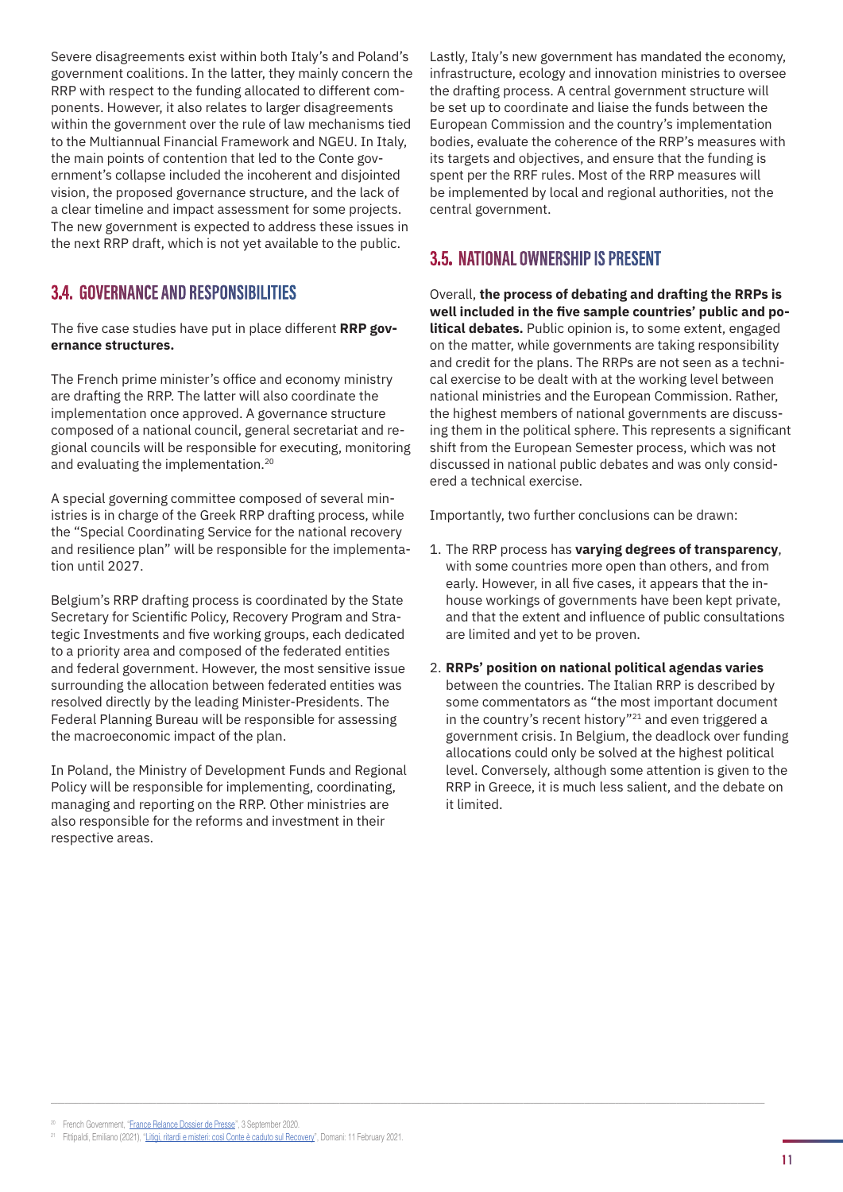Severe disagreements exist within both Italy's and Poland's government coalitions. In the latter, they mainly concern the RRP with respect to the funding allocated to different components. However, it also relates to larger disagreements within the government over the rule of law mechanisms tied to the Multiannual Financial Framework and NGEU. In Italy, the main points of contention that led to the Conte government's collapse included the incoherent and disjointed vision, the proposed governance structure, and the lack of a clear timeline and impact assessment for some projects. The new government is expected to address these issues in the next RRP draft, which is not yet available to the public.

## 3.4. GOVERNANCE AND RESPONSIBILITIES

The five case studies have put in place different **RRP governance structures.**

The French prime minister's office and economy ministry are drafting the RRP. The latter will also coordinate the implementation once approved. A governance structure composed of a national council, general secretariat and regional councils will be responsible for executing, monitoring and evaluating the implementation.[20]

A special governing committee composed of several ministries is in charge of the Greek RRP drafting process, while the "Special Coordinating Service for the national recovery and resilience plan" will be responsible for the implementation until 2027.

Belgium's RRP drafting process is coordinated by the State Secretary for Scientific Policy, Recovery Program and Strategic Investments and five working groups, each dedicated to a priority area and composed of the federated entities and federal government. However, the most sensitive issue surrounding the allocation between federated entities was resolved directly by the leading Minister-Presidents. The Federal Planning Bureau will be responsible for assessing the macroeconomic impact of the plan.

In Poland, the Ministry of Development Funds and Regional Policy will be responsible for implementing, coordinating, managing and reporting on the RRP. Other ministries are also responsible for the reforms and investment in their respective areas.

Lastly, Italy's new government has mandated the economy, infrastructure, ecology and innovation ministries to oversee the drafting process. A central government structure will be set up to coordinate and liaise the funds between the European Commission and the country's implementation bodies, evaluate the coherence of the RRP's measures with its targets and objectives, and ensure that the funding is spent per the RRF rules. Most of the RRP measures will be implemented by local and regional authorities, not the central government.

## 3.5. NATIONAL OWNERSHIP IS PRESENT

Overall, **the process of debating and drafting the RRPs is well included in the five sample countries' public and political debates.** Public opinion is, to some extent, engaged on the matter, while governments are taking responsibility and credit for the plans. The RRPs are not seen as a technical exercise to be dealt with at the working level between national ministries and the European Commission. Rather, the highest members of national governments are discussing them in the political sphere. This represents a significant shift from the European Semester process, which was not discussed in national public debates and was only considered a technical exercise.

Importantly, two further conclusions can be drawn:

1. The RRP process has **varying degrees of transparency**, with some countries more open than others, and from early. However, in all five cases, it appears that the in-house workings of governments have been kept private, and that the extent and influence of public consultations are limited and yet to be proven.
2. **RRPs' position on national political agendas varies** between the countries. The Italian RRP is described by some commentators as "the most important document in the country's recent history"[21] and even triggered a government crisis. In Belgium, the deadlock over funding allocations could only be solved at the highest political level. Conversely, although some attention is given to the RRP in Greece, it is much less salient, and the debate on it limited.

---

[20] French Government, "France Relance Dossier de Presse", 3 September 2020.

[21] Fittipaldi, Emiliano (2021), "Litigi, ritardi e misteri: così Conte è caduto sul Recovery", Domani: 11 February 2021.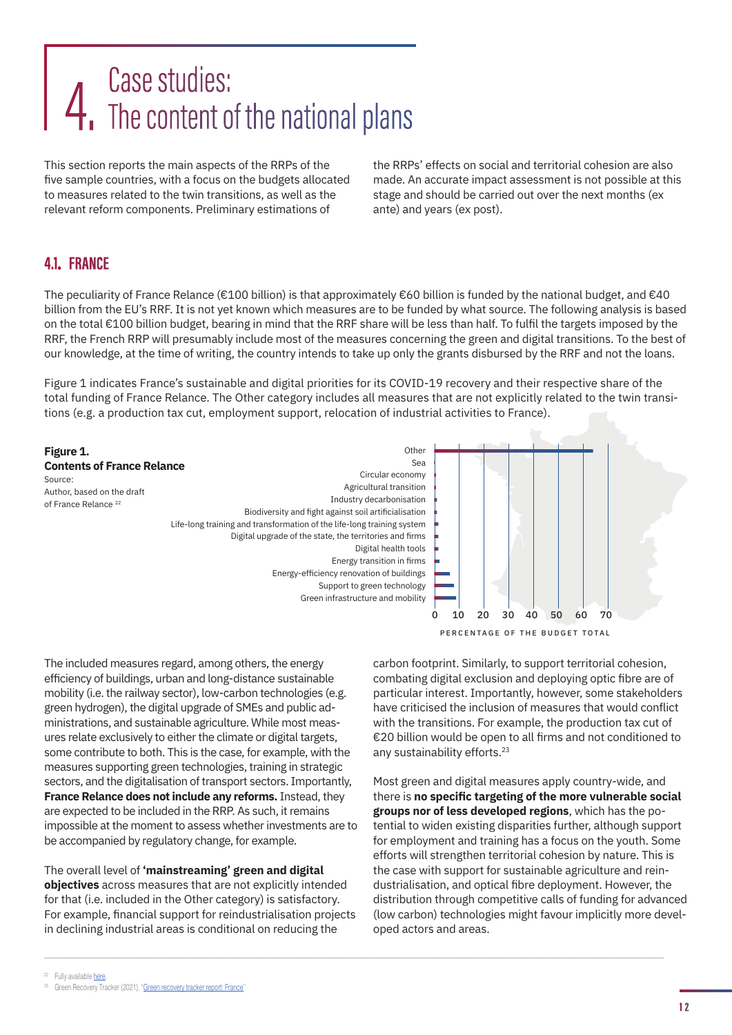# 4. Case studies: The content of the national plans

This section reports the main aspects of the RRPs of the five sample countries, with a focus on the budgets allocated to measures related to the twin transitions, as well as the relevant reform components. Preliminary estimations of the RRPs' effects on social and territorial cohesion are also made. An accurate impact assessment is not possible at this stage and should be carried out over the next months (ex ante) and years (ex post).

## 4.1. FRANCE

The peculiarity of France Relance (€100 billion) is that approximately €60 billion is funded by the national budget, and €40 billion from the EU's RRF. It is not yet known which measures are to be funded by what source. The following analysis is based on the total €100 billion budget, bearing in mind that the RRF share will be less than half. To fulfil the targets imposed by the RRF, the French RRP will presumably include most of the measures concerning the green and digital transitions. To the best of our knowledge, at the time of writing, the country intends to take up only the grants disbursed by the RRF and not the loans.

Figure 1 indicates France's sustainable and digital priorities for its COVID-19 recovery and their respective share of the total funding of France Relance. The Other category includes all measures that are not explicitly related to the twin transitions (e.g. a production tax cut, employment support, relocation of industrial activities to France).

**Figure 1.**
**Contents of France Relance**
Source:
Author, based on the draft of France Relance [22]

Categories (PERCENTAGE OF THE BUDGET TOTAL, axis 0–70): Other; Sea; Circular economy; Agricultural transition; Industry decarbonisation; Biodiversity and fight against soil artificialisation; Life-long training and transformation of the life-long training system; Digital upgrade of the state, the territories and firms; Digital health tools; Energy transition in firms; Energy-efficiency renovation of buildings; Support to green technology; Green infrastructure and mobility

The included measures regard, among others, the energy efficiency of buildings, urban and long-distance sustainable mobility (i.e. the railway sector), low-carbon technologies (e.g. green hydrogen), the digital upgrade of SMEs and public administrations, and sustainable agriculture. While most measures relate exclusively to either the climate or digital targets, some contribute to both. This is the case, for example, with the measures supporting green technologies, training in strategic sectors, and the digitalisation of transport sectors. Importantly, **France Relance does not include any reforms.** Instead, they are expected to be included in the RRP. As such, it remains impossible at the moment to assess whether investments are to be accompanied by regulatory change, for example.

The overall level of **'mainstreaming' green and digital objectives** across measures that are not explicitly intended for that (i.e. included in the Other category) is satisfactory. For example, financial support for reindustrialisation projects in declining industrial areas is conditional on reducing the carbon footprint. Similarly, to support territorial cohesion, combating digital exclusion and deploying optic fibre are of particular interest. Importantly, however, some stakeholders have criticised the inclusion of measures that would conflict with the transitions. For example, the production tax cut of €20 billion would be open to all firms and not conditioned to any sustainability efforts.[23]

Most green and digital measures apply country-wide, and there is **no specific targeting of the more vulnerable social groups nor of less developed regions**, which has the potential to widen existing disparities further, although support for employment and training has a focus on the youth. Some efforts will strengthen territorial cohesion by nature. This is the case with support for sustainable agriculture and reindustrialisation, and optical fibre deployment. However, the distribution through competitive calls of funding for advanced (low carbon) technologies might favour implicitly more developed actors and areas.

[22] Fully available here.
[23] Green Recovery Tracker (2021), "Green recovery tracker report: France"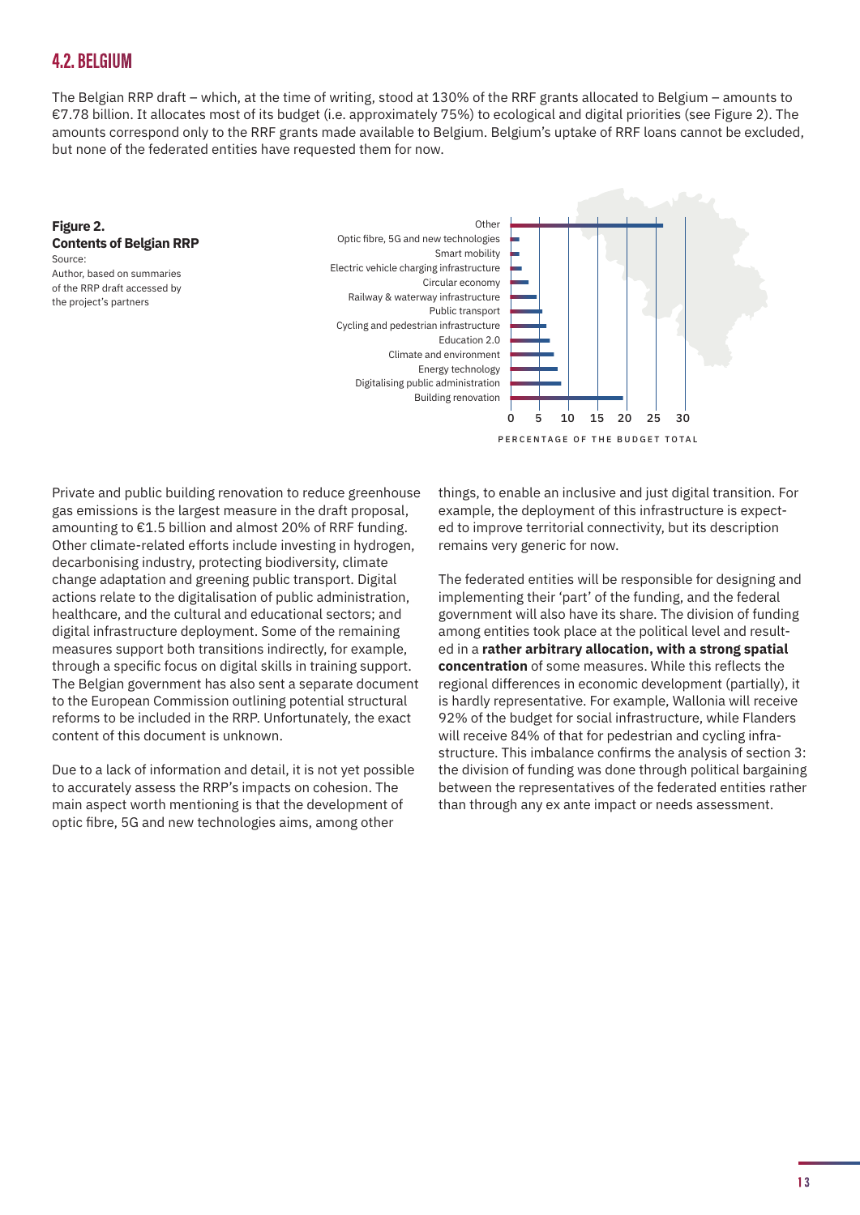## 4.2. BELGIUM

The Belgian RRP draft – which, at the time of writing, stood at 130% of the RRF grants allocated to Belgium – amounts to €7.78 billion. It allocates most of its budget (i.e. approximately 75%) to ecological and digital priorities (see Figure 2). The amounts correspond only to the RRF grants made available to Belgium. Belgium's uptake of RRF loans cannot be excluded, but none of the federated entities have requested them for now.

**Figure 2.**
**Contents of Belgian RRP**
Source:
Author, based on summaries of the RRP draft accessed by the project's partners

Other
Optic fibre, 5G and new technologies
Smart mobility
Electric vehicle charging infrastructure
Circular economy
Railway & waterway infrastructure
Public transport
Cycling and pedestrian infrastructure
Education 2.0
Climate and environment
Energy technology
Digitalising public administration
Building renovation

0 5 10 15 20 25 30

PERCENTAGE OF THE BUDGET TOTAL

Private and public building renovation to reduce greenhouse gas emissions is the largest measure in the draft proposal, amounting to €1.5 billion and almost 20% of RRF funding. Other climate-related efforts include investing in hydrogen, decarbonising industry, protecting biodiversity, climate change adaptation and greening public transport. Digital actions relate to the digitalisation of public administration, healthcare, and the cultural and educational sectors; and digital infrastructure deployment. Some of the remaining measures support both transitions indirectly, for example, through a specific focus on digital skills in training support. The Belgian government has also sent a separate document to the European Commission outlining potential structural reforms to be included in the RRP. Unfortunately, the exact content of this document is unknown.

Due to a lack of information and detail, it is not yet possible to accurately assess the RRP's impacts on cohesion. The main aspect worth mentioning is that the development of optic fibre, 5G and new technologies aims, among other things, to enable an inclusive and just digital transition. For example, the deployment of this infrastructure is expected to improve territorial connectivity, but its description remains very generic for now.

The federated entities will be responsible for designing and implementing their 'part' of the funding, and the federal government will also have its share. The division of funding among entities took place at the political level and resulted in a **rather arbitrary allocation, with a strong spatial concentration** of some measures. While this reflects the regional differences in economic development (partially), it is hardly representative. For example, Wallonia will receive 92% of the budget for social infrastructure, while Flanders will receive 84% of that for pedestrian and cycling infrastructure. This imbalance confirms the analysis of section 3: the division of funding was done through political bargaining between the representatives of the federated entities rather than through any ex ante impact or needs assessment.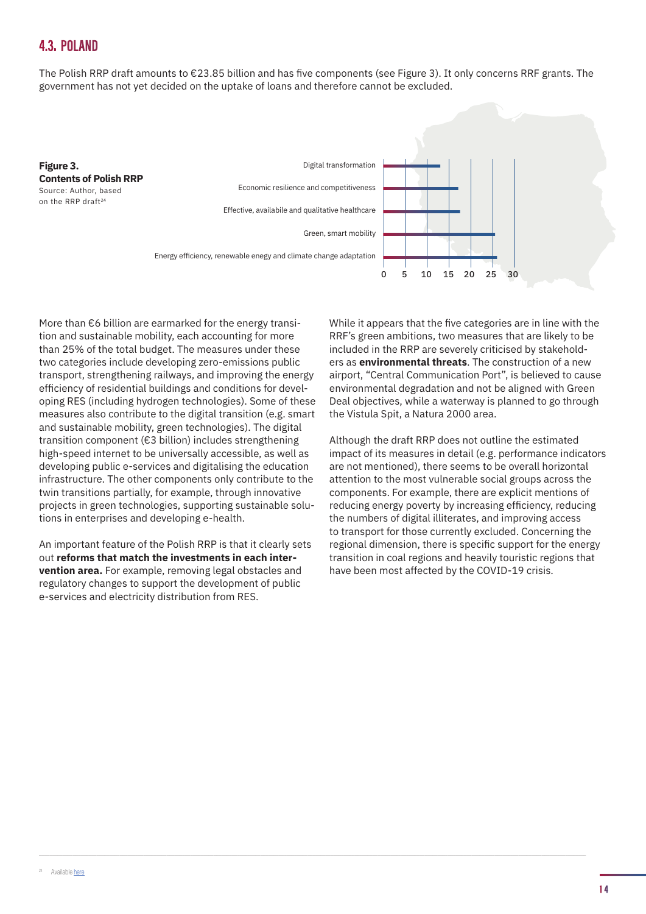## 4.3. POLAND

The Polish RRP draft amounts to €23.85 billion and has five components (see Figure 3). It only concerns RRF grants. The government has not yet decided on the uptake of loans and therefore cannot be excluded.

**Figure 3.**
**Contents of Polish RRP**
Source: Author, based on the RRP draft[24]

Digital transformation

Economic resilience and competitiveness

Effective, availabile and qualitative healthcare

Green, smart mobility

Energy efficiency, renewable enegy and climate change adaptation

0 5 10 15 20 25 30

More than €6 billion are earmarked for the energy transition and sustainable mobility, each accounting for more than 25% of the total budget. The measures under these two categories include developing zero-emissions public transport, strengthening railways, and improving the energy efficiency of residential buildings and conditions for developing RES (including hydrogen technologies). Some of these measures also contribute to the digital transition (e.g. smart and sustainable mobility, green technologies). The digital transition component (€3 billion) includes strengthening high-speed internet to be universally accessible, as well as developing public e-services and digitalising the education infrastructure. The other components only contribute to the twin transitions partially, for example, through innovative projects in green technologies, supporting sustainable solutions in enterprises and developing e-health.

An important feature of the Polish RRP is that it clearly sets out **reforms that match the investments in each intervention area.** For example, removing legal obstacles and regulatory changes to support the development of public e-services and electricity distribution from RES.

While it appears that the five categories are in line with the RRF's green ambitions, two measures that are likely to be included in the RRP are severely criticised by stakeholders as **environmental threats**. The construction of a new airport, "Central Communication Port", is believed to cause environmental degradation and not be aligned with Green Deal objectives, while a waterway is planned to go through the Vistula Spit, a Natura 2000 area.

Although the draft RRP does not outline the estimated impact of its measures in detail (e.g. performance indicators are not mentioned), there seems to be overall horizontal attention to the most vulnerable social groups across the components. For example, there are explicit mentions of reducing energy poverty by increasing efficiency, reducing the numbers of digital illiterates, and improving access to transport for those currently excluded. Concerning the regional dimension, there is specific support for the energy transition in coal regions and heavily touristic regions that have been most affected by the COVID-19 crisis.

[24] Available here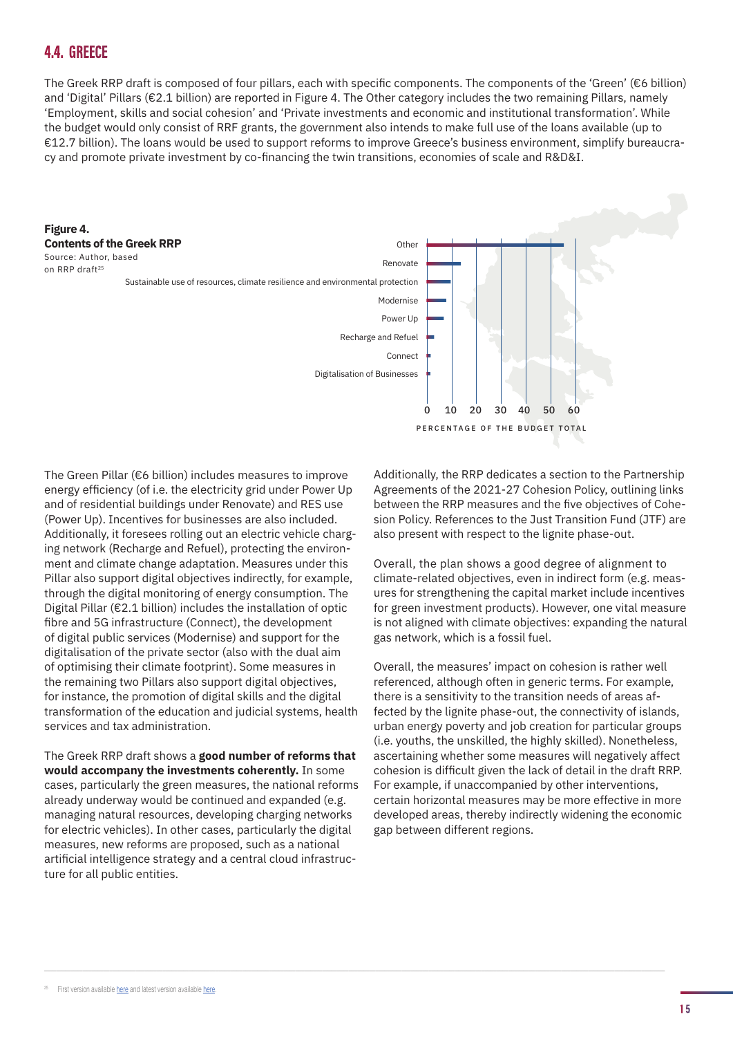## 4.4. GREECE

The Greek RRP draft is composed of four pillars, each with specific components. The components of the 'Green' (€6 billion) and 'Digital' Pillars (€2.1 billion) are reported in Figure 4. The Other category includes the two remaining Pillars, namely 'Employment, skills and social cohesion' and 'Private investments and economic and institutional transformation'. While the budget would only consist of RRF grants, the government also intends to make full use of the loans available (up to €12.7 billion). The loans would be used to support reforms to improve Greece's business environment, simplify bureaucracy and promote private investment by co-financing the twin transitions, economies of scale and R&D&I.

**Figure 4.**
**Contents of the Greek RRP**
Source: Author, based on RRP draft[25]

| Component | Approx. percentage of the budget total |
| --- | --- |
| Other | ~55 |
| Renovate | ~14 |
| Sustainable use of resources, climate resilience and environmental protection | ~10 |
| Modernise | ~8 |
| Power Up | ~7 |
| Recharge and Refuel | ~3 |
| Connect | ~1 |
| Digitalisation of Businesses | ~1 |

The Green Pillar (€6 billion) includes measures to improve energy efficiency (of i.e. the electricity grid under Power Up and of residential buildings under Renovate) and RES use (Power Up). Incentives for businesses are also included. Additionally, it foresees rolling out an electric vehicle charging network (Recharge and Refuel), protecting the environment and climate change adaptation. Measures under this Pillar also support digital objectives indirectly, for example, through the digital monitoring of energy consumption. The Digital Pillar (€2.1 billion) includes the installation of optic fibre and 5G infrastructure (Connect), the development of digital public services (Modernise) and support for the digitalisation of the private sector (also with the dual aim of optimising their climate footprint). Some measures in the remaining two Pillars also support digital objectives, for instance, the promotion of digital skills and the digital transformation of the education and judicial systems, health services and tax administration.

The Greek RRP draft shows a **good number of reforms that would accompany the investments coherently.** In some cases, particularly the green measures, the national reforms already underway would be continued and expanded (e.g. managing natural resources, developing charging networks for electric vehicles). In other cases, particularly the digital measures, new reforms are proposed, such as a national artificial intelligence strategy and a central cloud infrastructure for all public entities.

Additionally, the RRP dedicates a section to the Partnership Agreements of the 2021-27 Cohesion Policy, outlining links between the RRP measures and the five objectives of Cohesion Policy. References to the Just Transition Fund (JTF) are also present with respect to the lignite phase-out.

Overall, the plan shows a good degree of alignment to climate-related objectives, even in indirect form (e.g. measures for strengthening the capital market include incentives for green investment products). However, one vital measure is not aligned with climate objectives: expanding the natural gas network, which is a fossil fuel.

Overall, the measures' impact on cohesion is rather well referenced, although often in generic terms. For example, there is a sensitivity to the transition needs of areas affected by the lignite phase-out, the connectivity of islands, urban energy poverty and job creation for particular groups (i.e. youths, the unskilled, the highly skilled). Nonetheless, ascertaining whether some measures will negatively affect cohesion is difficult given the lack of detail in the draft RRP. For example, if unaccompanied by other interventions, certain horizontal measures may be more effective in more developed areas, thereby indirectly widening the economic gap between different regions.

[25] First version available here and latest version available here.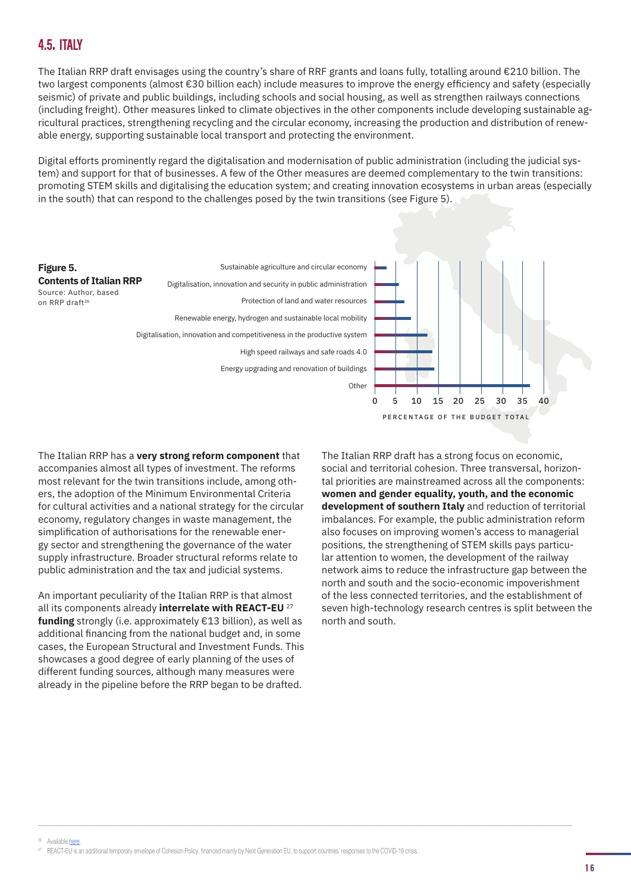## 4.5. ITALY

The Italian RRP draft envisages using the country's share of RRF grants and loans fully, totalling around €210 billion. The two largest components (almost €30 billion each) include measures to improve the energy efficiency and safety (especially seismic) of private and public buildings, including schools and social housing, as well as strengthen railways connections (including freight). Other measures linked to climate objectives in the other components include developing sustainable agricultural practices, strengthening recycling and the circular economy, increasing the production and distribution of renewable energy, supporting sustainable local transport and protecting the environment.

Digital efforts prominently regard the digitalisation and modernisation of public administration (including the judicial system) and support for that of businesses. A few of the Other measures are deemed complementary to the twin transitions: promoting STEM skills and digitalising the education system; and creating innovation ecosystems in urban areas (especially in the south) that can respond to the challenges posed by the twin transitions (see Figure 5).

**Figure 5. Contents of Italian RRP**
Source: Author, based on RRP draft[26]

| Component | Percentage of the budget total |
|---|---|
| Sustainable agriculture and circular economy | ~3 |
| Digitalisation, innovation and security in public administration | ~6 |
| Protection of land and water resources | ~7 |
| Renewable energy, hydrogen and sustainable local mobility | ~8.5 |
| Digitalisation, innovation and competitiveness in the productive system | ~12.5 |
| High speed railways and safe roads 4.0 | ~13.5 |
| Energy upgrading and renovation of buildings | ~14 |
| Other | ~36.5 |

The Italian RRP has a **very strong reform component** that accompanies almost all types of investment. The reforms most relevant for the twin transitions include, among others, the adoption of the Minimum Environmental Criteria for cultural activities and a national strategy for the circular economy, regulatory changes in waste management, the simplification of authorisations for the renewable energy sector and strengthening the governance of the water supply infrastructure. Broader structural reforms relate to public administration and the tax and judicial systems.

An important peculiarity of the Italian RRP is that almost all its components already **interrelate with REACT-EU**[27] **funding** strongly (i.e. approximately €13 billion), as well as additional financing from the national budget and, in some cases, the European Structural and Investment Funds. This showcases a good degree of early planning of the uses of different funding sources, although many measures were already in the pipeline before the RRP began to be drafted.

The Italian RRP draft has a strong focus on economic, social and territorial cohesion. Three transversal, horizontal priorities are mainstreamed across all the components: **women and gender equality, youth, and the economic development of southern Italy** and reduction of territorial imbalances. For example, the public administration reform also focuses on improving women's access to managerial positions, the strengthening of STEM skills pays particular attention to women, the development of the railway network aims to reduce the infrastructure gap between the north and south and the socio-economic impoverishment of the less connected territories, and the establishment of seven high-technology research centres is split between the north and south.

---

[26] Available here.

[27] REACT-EU is an additional temporary envelope of Cohesion Policy, financed mainly by Next Generation EU, to support countries' responses to the COVID-19 crisis.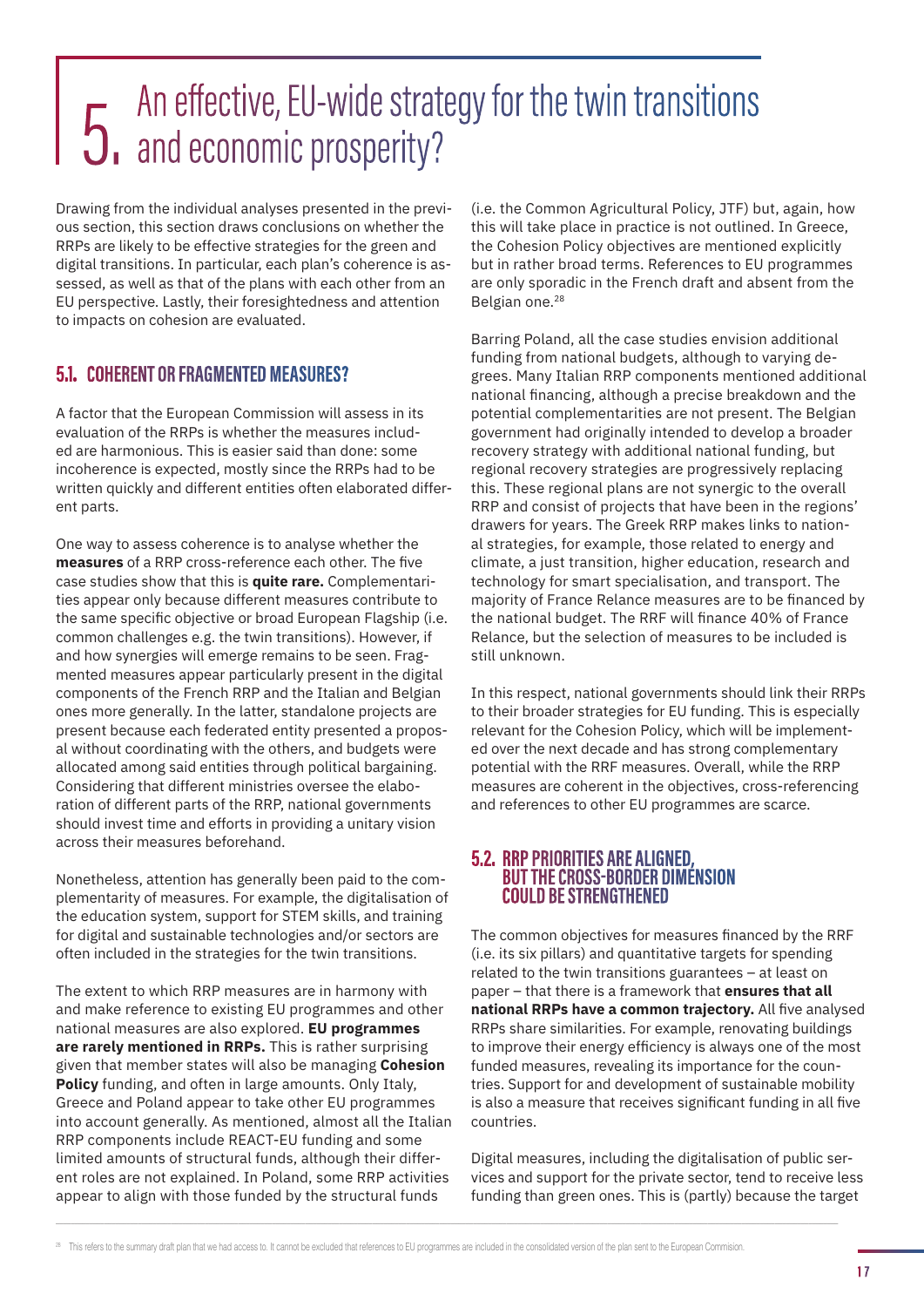# 5. An effective, EU-wide strategy for the twin transitions and economic prosperity?

Drawing from the individual analyses presented in the previous section, this section draws conclusions on whether the RRPs are likely to be effective strategies for the green and digital transitions. In particular, each plan's coherence is assessed, as well as that of the plans with each other from an EU perspective. Lastly, their foresightedness and attention to impacts on cohesion are evaluated.

## 5.1. COHERENT OR FRAGMENTED MEASURES?

A factor that the European Commission will assess in its evaluation of the RRPs is whether the measures included are harmonious. This is easier said than done: some incoherence is expected, mostly since the RRPs had to be written quickly and different entities often elaborated different parts.

One way to assess coherence is to analyse whether the **measures** of a RRP cross-reference each other. The five case studies show that this is **quite rare.** Complementarities appear only because different measures contribute to the same specific objective or broad European Flagship (i.e. common challenges e.g. the twin transitions). However, if and how synergies will emerge remains to be seen. Fragmented measures appear particularly present in the digital components of the French RRP and the Italian and Belgian ones more generally. In the latter, standalone projects are present because each federated entity presented a proposal without coordinating with the others, and budgets were allocated among said entities through political bargaining. Considering that different ministries oversee the elaboration of different parts of the RRP, national governments should invest time and efforts in providing a unitary vision across their measures beforehand.

Nonetheless, attention has generally been paid to the complementarity of measures. For example, the digitalisation of the education system, support for STEM skills, and training for digital and sustainable technologies and/or sectors are often included in the strategies for the twin transitions.

The extent to which RRP measures are in harmony with and make reference to existing EU programmes and other national measures are also explored. **EU programmes are rarely mentioned in RRPs.** This is rather surprising given that member states will also be managing **Cohesion Policy** funding, and often in large amounts. Only Italy, Greece and Poland appear to take other EU programmes into account generally. As mentioned, almost all the Italian RRP components include REACT-EU funding and some limited amounts of structural funds, although their different roles are not explained. In Poland, some RRP activities appear to align with those funded by the structural funds (i.e. the Common Agricultural Policy, JTF) but, again, how this will take place in practice is not outlined. In Greece, the Cohesion Policy objectives are mentioned explicitly but in rather broad terms. References to EU programmes are only sporadic in the French draft and absent from the Belgian one.[28]

Barring Poland, all the case studies envision additional funding from national budgets, although to varying degrees. Many Italian RRP components mentioned additional national financing, although a precise breakdown and the potential complementarities are not present. The Belgian government had originally intended to develop a broader recovery strategy with additional national funding, but regional recovery strategies are progressively replacing this. These regional plans are not synergic to the overall RRP and consist of projects that have been in the regions' drawers for years. The Greek RRP makes links to national strategies, for example, those related to energy and climate, a just transition, higher education, research and technology for smart specialisation, and transport. The majority of France Relance measures are to be financed by the national budget. The RRF will finance 40% of France Relance, but the selection of measures to be included is still unknown.

In this respect, national governments should link their RRPs to their broader strategies for EU funding. This is especially relevant for the Cohesion Policy, which will be implemented over the next decade and has strong complementary potential with the RRF measures. Overall, while the RRP measures are coherent in the objectives, cross-referencing and references to other EU programmes are scarce.

## 5.2. RRP PRIORITIES ARE ALIGNED, BUT THE CROSS-BORDER DIMENSION COULD BE STRENGTHENED

The common objectives for measures financed by the RRF (i.e. its six pillars) and quantitative targets for spending related to the twin transitions guarantees – at least on paper – that there is a framework that **ensures that all national RRPs have a common trajectory.** All five analysed RRPs share similarities. For example, renovating buildings to improve their energy efficiency is always one of the most funded measures, revealing its importance for the countries. Support for and development of sustainable mobility is also a measure that receives significant funding in all five countries.

Digital measures, including the digitalisation of public services and support for the private sector, tend to receive less funding than green ones. This is (partly) because the target

[28] This refers to the summary draft plan that we had access to. It cannot be excluded that references to EU programmes are included in the consolidated version of the plan sent to the European Commision.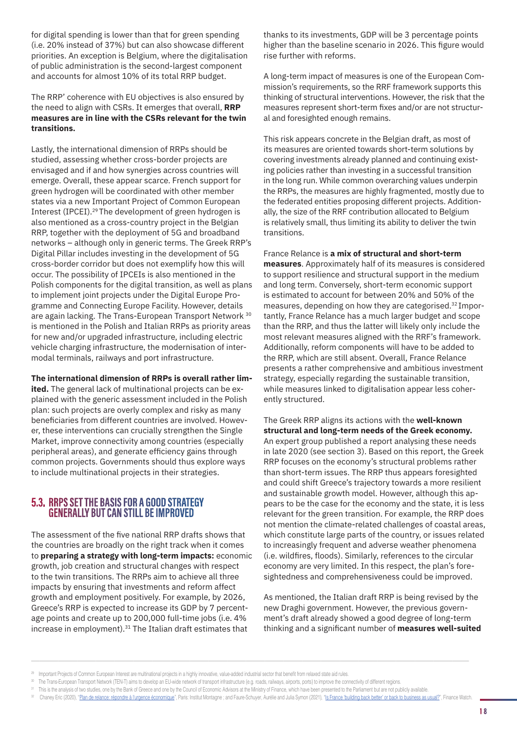for digital spending is lower than that for green spending (i.e. 20% instead of 37%) but can also showcase different priorities. An exception is Belgium, where the digitalisation of public administration is the second-largest component and accounts for almost 10% of its total RRP budget.

The RRP' coherence with EU objectives is also ensured by the need to align with CSRs. It emerges that overall, **RRP measures are in line with the CSRs relevant for the twin transitions.**

Lastly, the international dimension of RRPs should be studied, assessing whether cross-border projects are envisaged and if and how synergies across countries will emerge. Overall, these appear scarce. French support for green hydrogen will be coordinated with other member states via a new Important Project of Common European Interest (IPCEI).[29] The development of green hydrogen is also mentioned as a cross-country project in the Belgian RRP, together with the deployment of 5G and broadband networks – although only in generic terms. The Greek RRP's Digital Pillar includes investing in the development of 5G cross-border corridor but does not exemplify how this will occur. The possibility of IPCEIs is also mentioned in the Polish components for the digital transition, as well as plans to implement joint projects under the Digital Europe Programme and Connecting Europe Facility. However, details are again lacking. The Trans-European Transport Network [30] is mentioned in the Polish and Italian RRPs as priority areas for new and/or upgraded infrastructure, including electric vehicle charging infrastructure, the modernisation of intermodal terminals, railways and port infrastructure.

**The international dimension of RRPs is overall rather limited.** The general lack of multinational projects can be explained with the generic assessment included in the Polish plan: such projects are overly complex and risky as many beneficiaries from different countries are involved. However, these interventions can crucially strengthen the Single Market, improve connectivity among countries (especially peripheral areas), and generate efficiency gains through common projects. Governments should thus explore ways to include multinational projects in their strategies.

## 5.3. RRPS SET THE BASIS FOR A GOOD STRATEGY GENERALLY BUT CAN STILL BE IMPROVED

The assessment of the five national RRP drafts shows that the countries are broadly on the right track when it comes to **preparing a strategy with long-term impacts:** economic growth, job creation and structural changes with respect to the twin transitions. The RRPs aim to achieve all three impacts by ensuring that investments and reform affect growth and employment positively. For example, by 2026, Greece's RRP is expected to increase its GDP by 7 percentage points and create up to 200,000 full-time jobs (i.e. 4% increase in employment).[31] The Italian draft estimates that thanks to its investments, GDP will be 3 percentage points higher than the baseline scenario in 2026. This figure would rise further with reforms.

A long-term impact of measures is one of the European Commission's requirements, so the RRF framework supports this thinking of structural interventions. However, the risk that the measures represent short-term fixes and/or are not structural and foresighted enough remains.

This risk appears concrete in the Belgian draft, as most of its measures are oriented towards short-term solutions by covering investments already planned and continuing existing policies rather than investing in a successful transition in the long run. While common overarching values underpin the RRPs, the measures are highly fragmented, mostly due to the federated entities proposing different projects. Additionally, the size of the RRF contribution allocated to Belgium is relatively small, thus limiting its ability to deliver the twin transitions.

France Relance is **a mix of structural and short-term measures**. Approximately half of its measures is considered to support resilience and structural support in the medium and long term. Conversely, short-term economic support is estimated to account for between 20% and 50% of the measures, depending on how they are categorised.[32] Importantly, France Relance has a much larger budget and scope than the RRP, and thus the latter will likely only include the most relevant measures aligned with the RRF's framework. Additionally, reform components will have to be added to the RRP, which are still absent. Overall, France Relance presents a rather comprehensive and ambitious investment strategy, especially regarding the sustainable transition, while measures linked to digitalisation appear less coherently structured.

The Greek RRP aligns its actions with the **well-known structural and long-term needs of the Greek economy.** An expert group published a report analysing these needs in late 2020 (see section 3). Based on this report, the Greek RRP focuses on the economy's structural problems rather than short-term issues. The RRP thus appears foresighted and could shift Greece's trajectory towards a more resilient and sustainable growth model. However, although this appears to be the case for the economy and the state, it is less relevant for the green transition. For example, the RRP does not mention the climate-related challenges of coastal areas, which constitute large parts of the country, or issues related to increasingly frequent and adverse weather phenomena (i.e. wildfires, floods). Similarly, references to the circular economy are very limited. In this respect, the plan's foresightedness and comprehensiveness could be improved.

As mentioned, the Italian draft RRP is being revised by the new Draghi government. However, the previous government's draft already showed a good degree of long-term thinking and a significant number of **measures well-suited**

---

[29] Important Projects of Common European Interest are multinational projects in a highly innovative, value-added industrial sector that benefit from relaxed state aid rules.

[30] The Trans-European Transport Network (TEN-T) aims to develop an EU-wide network of transport infrastructure (e.g. roads, railways, airports, ports) to improve the connectivity of different regions.

[31] This is the analysis of two studies, one by the Bank of Greece and one by the Council of Economic Advisors at the Ministry of Finance, which have been presented to the Parliament but are not publicly available.

[32] Chaney Eric (2020), "Plan de relance: répondre à l'urgence économique", Paris: Institut Montagne ; and Faure-Schuyer, Aurélie and Julia Symon (2021), "Is France 'building back better' or back to business as usual?", Finance Watch.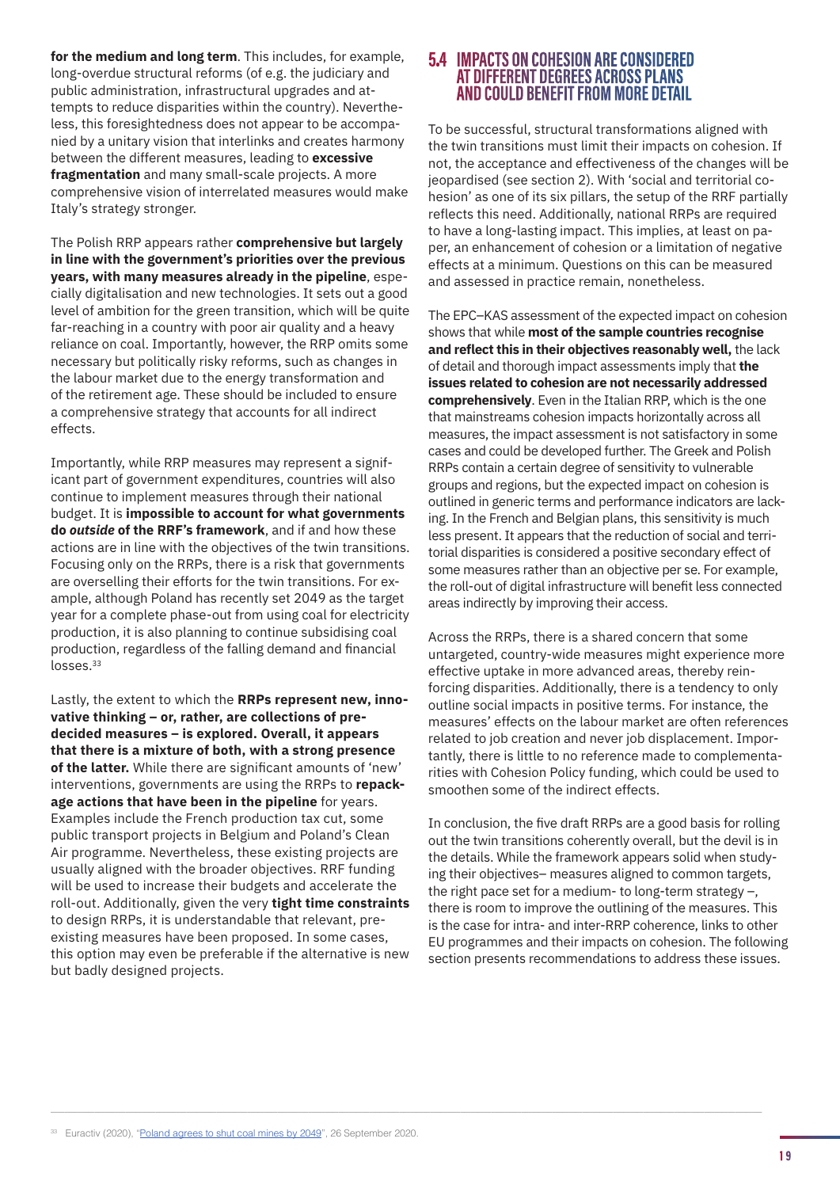**for the medium and long term**. This includes, for example, long-overdue structural reforms (of e.g. the judiciary and public administration, infrastructural upgrades and attempts to reduce disparities within the country). Nevertheless, this foresightedness does not appear to be accompanied by a unitary vision that interlinks and creates harmony between the different measures, leading to **excessive fragmentation** and many small-scale projects. A more comprehensive vision of interrelated measures would make Italy's strategy stronger.

The Polish RRP appears rather **comprehensive but largely in line with the government's priorities over the previous years, with many measures already in the pipeline**, especially digitalisation and new technologies. It sets out a good level of ambition for the green transition, which will be quite far-reaching in a country with poor air quality and a heavy reliance on coal. Importantly, however, the RRP omits some necessary but politically risky reforms, such as changes in the labour market due to the energy transformation and of the retirement age. These should be included to ensure a comprehensive strategy that accounts for all indirect effects.

Importantly, while RRP measures may represent a significant part of government expenditures, countries will also continue to implement measures through their national budget. It is **impossible to account for what governments do *outside* of the RRF's framework**, and if and how these actions are in line with the objectives of the twin transitions. Focusing only on the RRPs, there is a risk that governments are overselling their efforts for the twin transitions. For example, although Poland has recently set 2049 as the target year for a complete phase-out from using coal for electricity production, it is also planning to continue subsidising coal production, regardless of the falling demand and financial losses.[33]

Lastly, the extent to which the **RRPs represent new, innovative thinking – or, rather, are collections of pre-decided measures – is explored. Overall, it appears that there is a mixture of both, with a strong presence of the latter.** While there are significant amounts of 'new' interventions, governments are using the RRPs to **repackage actions that have been in the pipeline** for years. Examples include the French production tax cut, some public transport projects in Belgium and Poland's Clean Air programme. Nevertheless, these existing projects are usually aligned with the broader objectives. RRF funding will be used to increase their budgets and accelerate the roll-out. Additionally, given the very **tight time constraints** to design RRPs, it is understandable that relevant, pre-existing measures have been proposed. In some cases, this option may even be preferable if the alternative is new but badly designed projects.

## 5.4 IMPACTS ON COHESION ARE CONSIDERED AT DIFFERENT DEGREES ACROSS PLANS AND COULD BENEFIT FROM MORE DETAIL

To be successful, structural transformations aligned with the twin transitions must limit their impacts on cohesion. If not, the acceptance and effectiveness of the changes will be jeopardised (see section 2). With 'social and territorial cohesion' as one of its six pillars, the setup of the RRF partially reflects this need. Additionally, national RRPs are required to have a long-lasting impact. This implies, at least on paper, an enhancement of cohesion or a limitation of negative effects at a minimum. Questions on this can be measured and assessed in practice remain, nonetheless.

The EPC–KAS assessment of the expected impact on cohesion shows that while **most of the sample countries recognise and reflect this in their objectives reasonably well,** the lack of detail and thorough impact assessments imply that **the issues related to cohesion are not necessarily addressed comprehensively**. Even in the Italian RRP, which is the one that mainstreams cohesion impacts horizontally across all measures, the impact assessment is not satisfactory in some cases and could be developed further. The Greek and Polish RRPs contain a certain degree of sensitivity to vulnerable groups and regions, but the expected impact on cohesion is outlined in generic terms and performance indicators are lacking. In the French and Belgian plans, this sensitivity is much less present. It appears that the reduction of social and territorial disparities is considered a positive secondary effect of some measures rather than an objective per se. For example, the roll-out of digital infrastructure will benefit less connected areas indirectly by improving their access.

Across the RRPs, there is a shared concern that some untargeted, country-wide measures might experience more effective uptake in more advanced areas, thereby reinforcing disparities. Additionally, there is a tendency to only outline social impacts in positive terms. For instance, the measures' effects on the labour market are often references related to job creation and never job displacement. Importantly, there is little to no reference made to complementarities with Cohesion Policy funding, which could be used to smoothen some of the indirect effects.

In conclusion, the five draft RRPs are a good basis for rolling out the twin transitions coherently overall, but the devil is in the details. While the framework appears solid when studying their objectives– measures aligned to common targets, the right pace set for a medium- to long-term strategy –, there is room to improve the outlining of the measures. This is the case for intra- and inter-RRP coherence, links to other EU programmes and their impacts on cohesion. The following section presents recommendations to address these issues.

---

[33] Euractiv (2020), "Poland agrees to shut coal mines by 2049", 26 September 2020.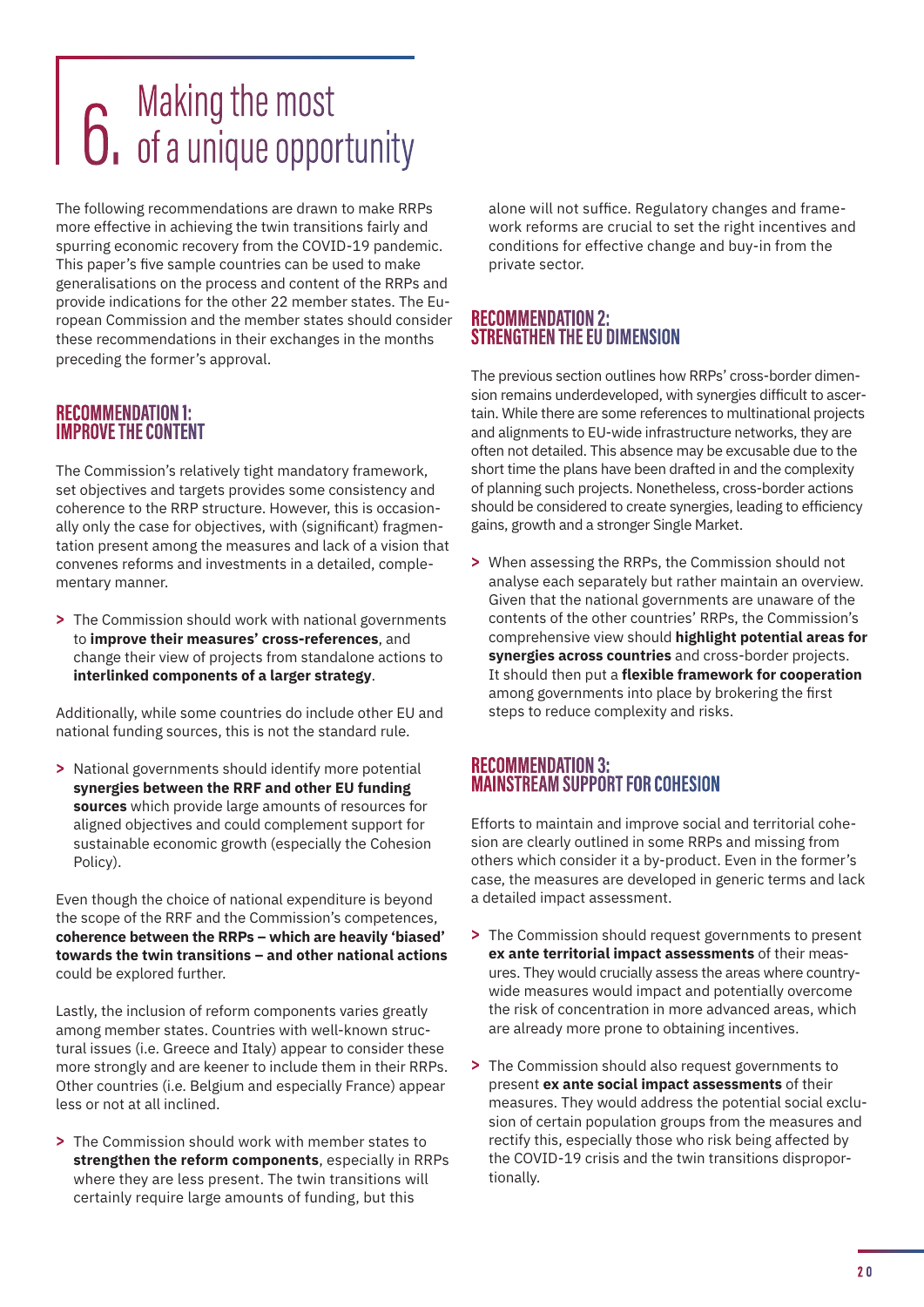# 6. Making the most of a unique opportunity

The following recommendations are drawn to make RRPs more effective in achieving the twin transitions fairly and spurring economic recovery from the COVID-19 pandemic. This paper's five sample countries can be used to make generalisations on the process and content of the RRPs and provide indications for the other 22 member states. The European Commission and the member states should consider these recommendations in their exchanges in the months preceding the former's approval.

## RECOMMENDATION 1: IMPROVE THE CONTENT

The Commission's relatively tight mandatory framework, set objectives and targets provides some consistency and coherence to the RRP structure. However, this is occasionally only the case for objectives, with (significant) fragmentation present among the measures and lack of a vision that convenes reforms and investments in a detailed, complementary manner.

> The Commission should work with national governments to **improve their measures' cross-references**, and change their view of projects from standalone actions to **interlinked components of a larger strategy**.

Additionally, while some countries do include other EU and national funding sources, this is not the standard rule.

> National governments should identify more potential **synergies between the RRF and other EU funding sources** which provide large amounts of resources for aligned objectives and could complement support for sustainable economic growth (especially the Cohesion Policy).

Even though the choice of national expenditure is beyond the scope of the RRF and the Commission's competences, **coherence between the RRPs – which are heavily 'biased' towards the twin transitions – and other national actions** could be explored further.

Lastly, the inclusion of reform components varies greatly among member states. Countries with well-known structural issues (i.e. Greece and Italy) appear to consider these more strongly and are keener to include them in their RRPs. Other countries (i.e. Belgium and especially France) appear less or not at all inclined.

> The Commission should work with member states to **strengthen the reform components**, especially in RRPs where they are less present. The twin transitions will certainly require large amounts of funding, but this alone will not suffice. Regulatory changes and framework reforms are crucial to set the right incentives and conditions for effective change and buy-in from the private sector.

## RECOMMENDATION 2: STRENGTHEN THE EU DIMENSION

The previous section outlines how RRPs' cross-border dimension remains underdeveloped, with synergies difficult to ascertain. While there are some references to multinational projects and alignments to EU-wide infrastructure networks, they are often not detailed. This absence may be excusable due to the short time the plans have been drafted in and the complexity of planning such projects. Nonetheless, cross-border actions should be considered to create synergies, leading to efficiency gains, growth and a stronger Single Market.

> When assessing the RRPs, the Commission should not analyse each separately but rather maintain an overview. Given that the national governments are unaware of the contents of the other countries' RRPs, the Commission's comprehensive view should **highlight potential areas for synergies across countries** and cross-border projects. It should then put a **flexible framework for cooperation** among governments into place by brokering the first steps to reduce complexity and risks.

## RECOMMENDATION 3: MAINSTREAM SUPPORT FOR COHESION

Efforts to maintain and improve social and territorial cohesion are clearly outlined in some RRPs and missing from others which consider it a by-product. Even in the former's case, the measures are developed in generic terms and lack a detailed impact assessment.

> The Commission should request governments to present **ex ante territorial impact assessments** of their measures. They would crucially assess the areas where countrywide measures would impact and potentially overcome the risk of concentration in more advanced areas, which are already more prone to obtaining incentives.

> The Commission should also request governments to present **ex ante social impact assessments** of their measures. They would address the potential social exclusion of certain population groups from the measures and rectify this, especially those who risk being affected by the COVID-19 crisis and the twin transitions disproportionally.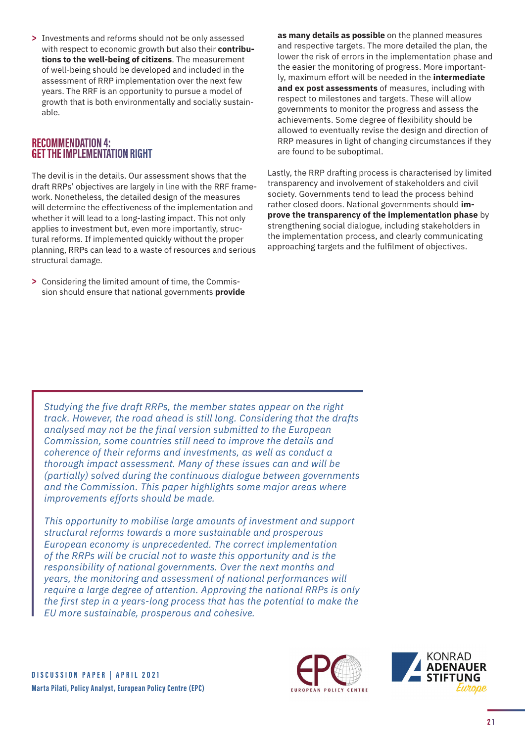> Investments and reforms should not be only assessed with respect to economic growth but also their **contributions to the well-being of citizens**. The measurement of well-being should be developed and included in the assessment of RRP implementation over the next few years. The RRF is an opportunity to pursue a model of growth that is both environmentally and socially sustainable.

## RECOMMENDATION 4: GET THE IMPLEMENTATION RIGHT

The devil is in the details. Our assessment shows that the draft RRPs' objectives are largely in line with the RRF framework. Nonetheless, the detailed design of the measures will determine the effectiveness of the implementation and whether it will lead to a long-lasting impact. This not only applies to investment but, even more importantly, structural reforms. If implemented quickly without the proper planning, RRPs can lead to a waste of resources and serious structural damage.

> Considering the limited amount of time, the Commission should ensure that national governments **provide as many details as possible** on the planned measures and respective targets. The more detailed the plan, the lower the risk of errors in the implementation phase and the easier the monitoring of progress. More importantly, maximum effort will be needed in the **intermediate and ex post assessments** of measures, including with respect to milestones and targets. These will allow governments to monitor the progress and assess the achievements. Some degree of flexibility should be allowed to eventually revise the design and direction of RRP measures in light of changing circumstances if they are found to be suboptimal.

Lastly, the RRP drafting process is characterised by limited transparency and involvement of stakeholders and civil society. Governments tend to lead the process behind rather closed doors. National governments should **improve the transparency of the implementation phase** by strengthening social dialogue, including stakeholders in the implementation process, and clearly communicating approaching targets and the fulfilment of objectives.

*Studying the five draft RRPs, the member states appear on the right track. However, the road ahead is still long. Considering that the drafts analysed may not be the final version submitted to the European Commission, some countries still need to improve the details and coherence of their reforms and investments, as well as conduct a thorough impact assessment. Many of these issues can and will be (partially) solved during the continuous dialogue between governments and the Commission. This paper highlights some major areas where improvements efforts should be made.*

*This opportunity to mobilise large amounts of investment and support structural reforms towards a more sustainable and prosperous European economy is unprecedented. The correct implementation of the RRPs will be crucial not to waste this opportunity and is the responsibility of national governments. Over the next months and years, the monitoring and assessment of national performances will require a large degree of attention. Approving the national RRPs is only the first step in a years-long process that has the potential to make the EU more sustainable, prosperous and cohesive.*